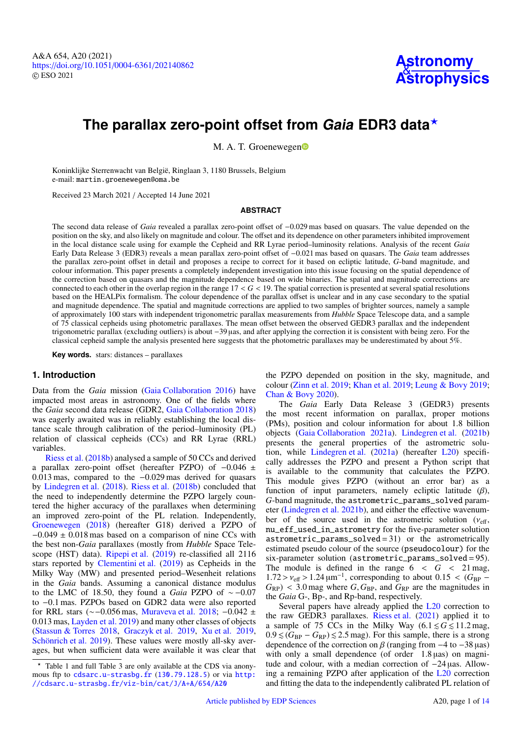# The parallax zero-point offset from *Gaia* EDR3 data*

M. A. T. Groenewegen

Koninklijke Sterrenwacht van België, Ringlaan 3, 1180 Brussels, Belgium
e-mail: `martin.groenewegen@oma.be`

Received 23 March 2021 / Accepted 14 June 2021

## ABSTRACT

The second data release of *Gaia* revealed a parallax zero-point offset of −0.029 mas based on quasars. The value depended on the position on the sky, and also likely on magnitude and colour. The offset and its dependence on other parameters inhibited improvement in the local distance scale using for example the Cepheid and RR Lyrae period–luminosity relations. Analysis of the recent *Gaia* Early Data Release 3 (EDR3) reveals a mean parallax zero-point offset of −0.021 mas based on quasars. The *Gaia* team addresses the parallax zero-point offset in detail and proposes a recipe to correct for it based on ecliptic latitude, *G*-band magnitude, and colour information. This paper presents a completely independent investigation into this issue focusing on the spatial dependence of the correction based on quasars and the magnitude dependence based on wide binaries. The spatial and magnitude corrections are connected to each other in the overlap region in the range $17 < G < 19$. The spatial correction is presented at several spatial resolutions based on the HEALPix formalism. The colour dependence of the parallax offset is unclear and in any case secondary to the spatial and magnitude dependence. The spatial and magnitude corrections are applied to two samples of brighter sources, namely a sample of approximately 100 stars with independent trigonometric parallax measurements from *Hubble* Space Telescope data, and a sample of 75 classical cepheids using photometric parallaxes. The mean offset between the observed GEDR3 parallax and the independent trigonometric parallax (excluding outliers) is about −39 µas, and after applying the correction it is consistent with being zero. For the classical cepheid sample the analysis presented here suggests that the photometric parallaxes may be underestimated by about 5%.

**Key words.** stars: distances – parallaxes

## 1. Introduction

Data from the *Gaia* mission (Gaia Collaboration 2016) have impacted most areas in astronomy. One of the fields where the *Gaia* second data release (GDR2, Gaia Collaboration 2018) was eagerly awaited was in reliably establishing the local distance scale through calibration of the period–luminosity (PL) relation of classical cepheids (CCs) and RR Lyrae (RRL) variables.

Riess et al. (2018b) analysed a sample of 50 CCs and derived a parallax zero-point offset (hereafter PZPO) of −0.046 ± 0.013 mas, compared to the −0.029 mas derived for quasars by Lindegren et al. (2018). Riess et al. (2018b) concluded that the need to independently determine the PZPO largely countered the higher accuracy of the parallaxes when determining an improved zero-point of the PL relation. Independently, Groenewegen (2018) (hereafter G18) derived a PZPO of −0.049 ± 0.018 mas based on a comparison of nine CCs with the best non-*Gaia* parallaxes (mostly from *Hubble* Space Telescope (HST) data). Ripepi et al. (2019) re-classified all 2116 stars reported by Clementini et al. (2019) as Cepheids in the Milky Way (MW) and presented period–Wesenheit relations in the *Gaia* bands. Assuming a canonical distance modulus to the LMC of 18.50, they found a *Gaia* PZPO of ∼−0.07 to −0.1 mas. PZPOs based on GDR2 data were also reported for RRL stars (∼−0.056 mas, Muraveva et al. 2018; −0.042 ± 0.013 mas, Layden et al. 2019) and many other classes of objects (Stassun & Torres 2018, Graczyk et al. 2019, Xu et al. 2019, Schönrich et al. 2019). These values were mostly all-sky averages, but when sufficient data were available it was clear that the PZPO depended on position in the sky, magnitude, and colour (Zinn et al. 2019; Khan et al. 2019; Leung & Bovy 2019; Chan & Bovy 2020).

The *Gaia* Early Data Release 3 (GEDR3) presents the most recent information on parallax, proper motions (PMs), position and colour information for about 1.8 billion objects (Gaia Collaboration 2021a). Lindegren et al. (2021b) presents the general properties of the astrometric solution, while Lindegren et al. (2021a) (hereafter L20) specifically addresses the PZPO and present a Python script that is available to the community that calculates the PZPO. This module gives PZPO (without an error bar) as a function of input parameters, namely ecliptic latitude ($\beta$), *G*-band magnitude, the `astrometric_params_solved` parameter (Lindegren et al. 2021b), and either the effective wavenumber of the source used in the astrometric solution ($\nu_{\rm eff}$, `nu_eff_used_in_astrometry` for the five-parameter solution `astrometric_params_solved` = 31) or the astrometrically estimated pseudo colour of the source (`pseudocolour`) for the six-parameter solution (`astrometric_params_solved` = 95). The module is defined in the range $6 < G < 21$ mag, $1.72 > \nu_{\rm eff} > 1.24\,\mu{\rm m}^{-1}$, corresponding to about $0.15 < (G_{\rm BP} - G_{\rm RP}) < 3.0$ mag where $G, G_{\rm BP}$, and $G_{\rm RP}$ are the magnitudes in the *Gaia* G-, Bp-, and Rp-band, respectively.

Several papers have already applied the L20 correction to the raw GEDR3 parallaxes. Riess et al. (2021) applied it to a sample of 75 CCs in the Milky Way ($6.1 \lesssim G \lesssim 11.2$ mag, $0.9 \lesssim (G_{\rm BP} - G_{\rm RP}) \lesssim 2.5$ mag). For this sample, there is a strong dependence of the correction on $\beta$ (ranging from −4 to −38 µas) with only a small dependence (of order 1.8 µas) on magnitude and colour, with a median correction of −24 µas. Allowing a remaining PZPO after application of the L20 correction and fitting the data to the independently calibrated PL relation of

* Table 1 and full Table 3 are only available at the CDS via anonymous ftp to `cdsarc.u-strasbg.fr` (`130.79.128.5`) or via `http://cdsarc.u-strasbg.fr/viz-bin/cat/J/A+A/654/A20`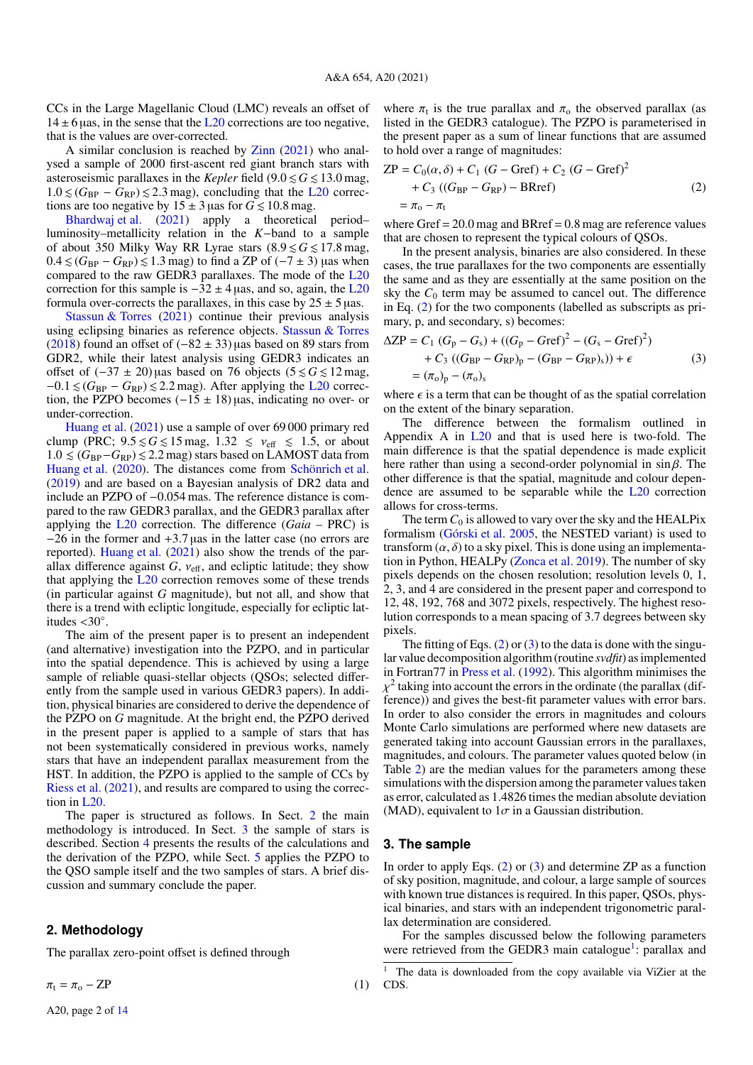CCs in the Large Magellanic Cloud (LMC) reveals an offset of $14 \pm 6\,\mu$as, in the sense that the L20 corrections are too negative, that is the values are over-corrected.

A similar conclusion is reached by Zinn (2021) who analysed a sample of 2000 first-ascent red giant branch stars with asteroseismic parallaxes in the *Kepler* field ($9.0 \lesssim G \lesssim 13.0$ mag, $1.0 \lesssim (G_{\rm BP} - G_{\rm RP}) \lesssim 2.3$ mag), concluding that the L20 corrections are too negative by $15 \pm 3\,\mu$as for $G \lesssim 10.8$ mag.

Bhardwaj et al. (2021) apply a theoretical period–luminosity-metallicity relation in the $K-$band to a sample of about 350 Milky Way RR Lyrae stars ($8.9 \lesssim G \lesssim 17.8$ mag, $0.4 \lesssim (G_{\rm BP} - G_{\rm RP}) \lesssim 1.3$ mag) to find a ZP of $(-7 \pm 3)\,\mu$as when compared to the raw GEDR3 parallaxes. The mode of the L20 correction for this sample is $-32 \pm 4\,\mu$as, and so, again, the L20 formula over-corrects the parallaxes, in this case by $25 \pm 5\,\mu$as.

Stassun & Torres (2021) continue their previous analysis using eclipsing binaries as reference objects. Stassun & Torres (2018) found an offset of $(-82 \pm 33)\,\mu$as based on 89 stars from GDR2, while their latest analysis using GEDR3 indicates an offset of $(-37 \pm 20)\,\mu$as based on 76 objects ($5 \lesssim G \lesssim 12$ mag, $-0.1 \lesssim (G_{\rm BP} - G_{\rm RP}) \lesssim 2.2$ mag). After applying the L20 correction, the PZPO becomes $(-15 \pm 18)\,\mu$as, indicating no over- or under-correction.

Huang et al. (2021) use a sample of over 69 000 primary red clump (PRC; $9.5 \lesssim G \lesssim 15$ mag, $1.32 \lesssim \nu_{\rm eff} \lesssim 1.5$, or about $1.0 \lesssim (G_{\rm BP} - G_{\rm RP}) \lesssim 2.2$ mag) stars based on LAMOST data from Huang et al. (2020). The distances come from Schönrich et al. (2019) and are based on a Bayesian analysis of DR2 data and include an PZPO of $-0.054$ mas. The reference distance is compared to the raw GEDR3 parallax, and the GEDR3 parallax after applying the L20 correction. The difference (*Gaia* – PRC) is $-26$ in the former and $+3.7\,\mu$as in the latter case (no errors are reported). Huang et al. (2021) also show the trends of the parallax difference against $G$, $\nu_{\rm eff}$, and ecliptic latitude; they show that applying the L20 correction removes some of these trends (in particular against $G$ magnitude), but not all, and show that there is a trend with ecliptic longitude, especially for ecliptic latitudes $<30°$.

The aim of the present paper is to present an independent (and alternative) investigation into the PZPO, and in particular into the spatial dependence. This is achieved by using a large sample of reliable quasi-stellar objects (QSOs; selected differently from the sample used in various GEDR3 papers). In addition, physical binaries are considered to derive the dependence of the PZPO on $G$ magnitude. At the bright end, the PZPO derived in the present paper is applied to a sample of stars that has not been systematically considered in previous works, namely stars that have an independent parallax measurement from the HST. In addition, the PZPO is applied to the sample of CCs by Riess et al. (2021), and results are compared to using the correction in L20.

The paper is structured as follows. In Sect. 2 the main methodology is introduced. In Sect. 3 the sample of stars is described. Section 4 presents the results of the calculations and the derivation of the PZPO, while Sect. 5 applies the PZPO to the QSO sample itself and the two samples of stars. A brief discussion and summary conclude the paper.

## 2. Methodology

The parallax zero-point offset is defined through

$$\pi_{\rm t} = \pi_{\rm o} - {\rm ZP} \tag{1}$$

where $\pi_{\rm t}$ is the true parallax and $\pi_{\rm o}$ the observed parallax (as listed in the GEDR3 catalogue). The PZPO is parameterised in the present paper as a sum of linear functions that are assumed to hold over a range of magnitudes:

$$\begin{aligned}
{\rm ZP} &= C_0(\alpha, \delta) + C_1\,(G - {\rm Gref}) + C_2\,(G - {\rm Gref})^2 \\
&\quad + C_3\,((G_{\rm BP} - G_{\rm RP}) - {\rm BRref}) \\
&= \pi_{\rm o} - \pi_{\rm t}
\end{aligned} \tag{2}$$

where Gref = 20.0 mag and BRref = 0.8 mag are reference values that are chosen to represent the typical colours of QSOs.

In the present analysis, binaries are also considered. In these cases, the true parallaxes for the two components are essentially the same and as they are essentially at the same position on the sky the $C_0$ term may be assumed to cancel out. The difference in Eq. (2) for the two components (labelled as subscripts as primary, p, and secondary, s) becomes:

$$\begin{aligned}
\Delta{\rm ZP} &= C_1\,(G_{\rm p} - G_{\rm s}) + ((G_{\rm p} - {\rm Gref})^2 - (G_{\rm s} - {\rm Gref})^2) \\
&\quad + C_3\,((G_{\rm BP} - G_{\rm RP})_{\rm p} - (G_{\rm BP} - G_{\rm RP})_{\rm s})) + \epsilon \\
&= (\pi_{\rm o})_{\rm p} - (\pi_{\rm o})_{\rm s}
\end{aligned} \tag{3}$$

where $\epsilon$ is a term that can be thought of as the spatial correlation on the extent of the binary separation.

The difference between the formalism outlined in Appendix A in L20 and that is used here is two-fold. The main difference is that the spatial dependence is made explicit here rather than using a second-order polynomial in $\sin\beta$. The other difference is that the spatial, magnitude and colour dependence are assumed to be separable while the L20 correction allows for cross-terms.

The term $C_0$ is allowed to vary over the sky and the HEALPix formalism (Górski et al. 2005, the NESTED variant) is used to transform $(\alpha, \delta)$ to a sky pixel. This is done using an implementation in Python, HEALPy (Zonca et al. 2019). The number of sky pixels depends on the chosen resolution; resolution levels 0, 1, 2, 3, and 4 are considered in the present paper and correspond to 12, 48, 192, 768 and 3072 pixels, respectively. The highest resolution corresponds to a mean spacing of 3.7 degrees between sky pixels.

The fitting of Eqs. (2) or (3) to the data is done with the singular value decomposition algorithm (routine *svdfit*) as implemented in Fortran77 in Press et al. (1992). This algorithm minimises the $\chi^2$ taking into account the errors in the ordinate (the parallax (difference)) and gives the best-fit parameter values with error bars. In order to also consider the errors in magnitudes and colours Monte Carlo simulations are performed where new datasets are generated taking into account Gaussian errors in the parallaxes, magnitudes, and colours. The parameter values quoted below (in Table 2) are the median values for the parameters among these simulations with the dispersion among the parameter values taken as error, calculated as 1.4826 times the median absolute deviation (MAD), equivalent to $1\sigma$ in a Gaussian distribution.

## 3. The sample

In order to apply Eqs. (2) or (3) and determine ZP as a function of sky position, magnitude, and colour, a large sample of sources with known true distances is required. In this paper, QSOs, physical binaries, and stars with an independent trigonometric parallax determination are considered.

For the samples discussed below the following parameters were retrieved from the GEDR3 main catalogue[1]: parallax and

[1] The data is downloaded from the copy available via ViZier at the CDS.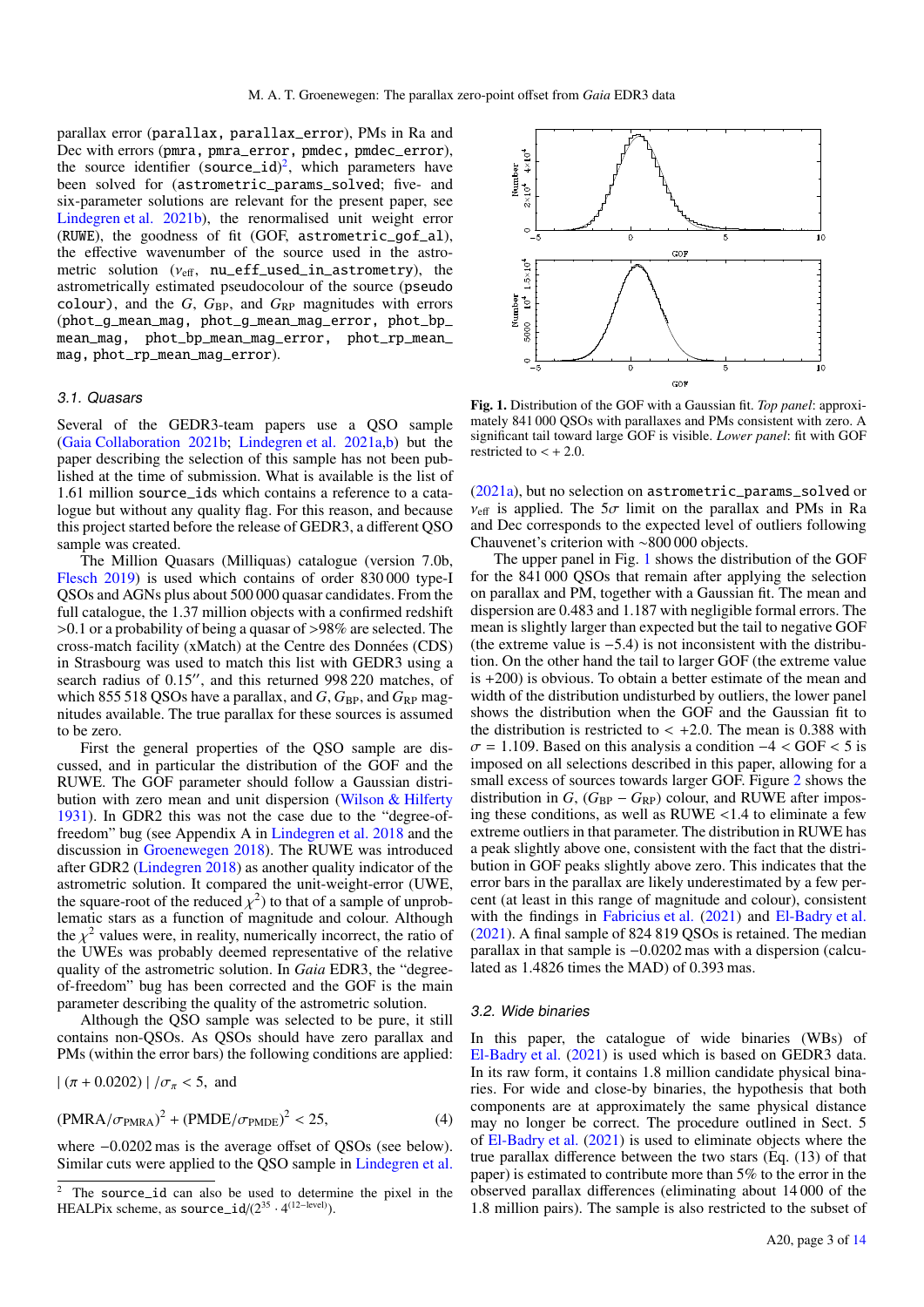parallax error (`parallax, parallax_error`), PMs in Ra and Dec with errors (`pmra, pmra_error, pmdec, pmdec_error`), the source identifier (`source_id`)[2], which parameters have been solved for (`astrometric_params_solved`; five- and six-parameter solutions are relevant for the present paper, see Lindegren et al. 2021b), the renormalised unit weight error (`RUWE`), the goodness of fit (GOF, `astrometric_gof_al`), the effective wavenumber of the source used in the astrometric solution ($\nu_{\rm eff}$, `nu_eff_used_in_astrometry`), the astrometrically estimated pseudocolour of the source (`pseudo colour`), and the $G$, $G_{\rm BP}$, and $G_{\rm RP}$ magnitudes with errors (`phot_g_mean_mag, phot_g_mean_mag_error, phot_bp_mean_mag, phot_bp_mean_mag_error, phot_rp_mean_mag, phot_rp_mean_mag_error`).

### 3.1. Quasars

Several of the GEDR3-team papers use a QSO sample (Gaia Collaboration 2021b; Lindegren et al. 2021a,b) but the paper describing the selection of this sample has not been published at the time of submission. What is available is the list of 1.61 million `source_id`s which contains a reference to a catalogue but without any quality flag. For this reason, and because this project started before the release of GEDR3, a different QSO sample was created.

The Million Quasars (Milliquas) catalogue (version 7.0b, Flesch 2019) is used which contains of order 830 000 type-I QSOs and AGNs plus about 500 000 quasar candidates. From the full catalogue, the 1.37 million objects with a confirmed redshift >0.1 or a probability of being a quasar of >98% are selected. The cross-match facility (xMatch) at the Centre des Données (CDS) in Strasbourg was used to match this list with GEDR3 using a search radius of 0.15″, and this returned 998 220 matches, of which 855 518 QSOs have a parallax, and $G$, $G_{\rm BP}$, and $G_{\rm RP}$ magnitudes available. The true parallax for these sources is assumed to be zero.

First the general properties of the QSO sample are discussed, and in particular the distribution of the GOF and the RUWE. The GOF parameter should follow a Gaussian distribution with zero mean and unit dispersion (Wilson & Hilferty 1931). In GDR2 this was not the case due to the "degree-of-freedom" bug (see Appendix A in Lindegren et al. 2018 and the discussion in Groenewegen 2018). The RUWE was introduced after GDR2 (Lindegren 2018) as another quality indicator of the astrometric solution. It compared the unit-weight-error (UWE, the square-root of the reduced $\chi^2$) to that of a sample of unproblematic stars as a function of magnitude and colour. Although the $\chi^2$ values were, in reality, numerically incorrect, the ratio of the UWEs was probably deemed representative of the relative quality of the astrometric solution. In *Gaia* EDR3, the "degree-of-freedom" bug has been corrected and the GOF is the main parameter describing the quality of the astrometric solution.

Although the QSO sample was selected to be pure, it still contains non-QSOs. As QSOs should have zero parallax and PMs (within the error bars) the following conditions are applied:

$$| (\pi + 0.0202) | / \sigma_\pi < 5, \text{ and}$$

$$(\text{PMRA}/\sigma_{\text{PMRA}})^2 + (\text{PMDE}/\sigma_{\text{PMDE}})^2 < 25, \tag{4}$$

where −0.0202 mas is the average offset of QSOs (see below). Similar cuts were applied to the QSO sample in Lindegren et al. (2021a), but no selection on `astrometric_params_solved` or $\nu_{\rm eff}$ is applied. The 5$\sigma$ limit on the parallax and PMs in Ra and Dec corresponds to the expected level of outliers following Chauvenet's criterion with ~800 000 objects.

**Fig. 1.** Distribution of the GOF with a Gaussian fit. *Top panel*: approximately 841 000 QSOs with parallaxes and PMs consistent with zero. A significant tail toward large GOF is visible. *Lower panel*: fit with GOF restricted to < + 2.0.

The upper panel in Fig. 1 shows the distribution of the GOF for the 841 000 QSOs that remain after applying the selection on parallax and PM, together with a Gaussian fit. The mean and dispersion are 0.483 and 1.187 with negligible formal errors. The mean is slightly larger than expected but the tail to negative GOF (the extreme value is −5.4) is not inconsistent with the distribution. On the other hand the tail to larger GOF (the extreme value is +200) is obvious. To obtain a better estimate of the mean and width of the distribution undisturbed by outliers, the lower panel shows the distribution when the GOF and the Gaussian fit to the distribution is restricted to < +2.0. The mean is 0.388 with $\sigma$ = 1.109. Based on this analysis a condition −4 < GOF < 5 is imposed on all selections described in this paper, allowing for a small excess of sources towards larger GOF. Figure 2 shows the distribution in $G$, ($G_{\rm BP} - G_{\rm RP}$) colour, and RUWE after imposing these conditions, as well as RUWE <1.4 to eliminate a few extreme outliers in that parameter. The distribution in RUWE has a peak slightly above one, consistent with the fact that the distribution in GOF peaks slightly above zero. This indicates that the error bars in the parallax are likely underestimated by a few percent (at least in this range of magnitude and colour), consistent with the findings in Fabricius et al. (2021) and El-Badry et al. (2021). A final sample of 824 819 QSOs is retained. The median parallax in that sample is −0.0202 mas with a dispersion (calculated as 1.4826 times the MAD) of 0.393 mas.

### 3.2. Wide binaries

In this paper, the catalogue of wide binaries (WBs) of El-Badry et al. (2021) is used which is based on GEDR3 data. In its raw form, it contains 1.8 million candidate physical binaries. For wide and close-by binaries, the hypothesis that both components are at approximately the same physical distance may no longer be correct. The procedure outlined in Sect. 5 of El-Badry et al. (2021) is used to eliminate objects where the true parallax difference between the two stars (Eq. (13) of that paper) is estimated to contribute more than 5% to the error in the observed parallax differences (eliminating about 14 000 of the 1.8 million pairs). The sample is also restricted to the subset of

[2] The `source_id` can also be used to determine the pixel in the HEALPix scheme, as `source_id`/$(2^{35} \cdot 4^{(12-\text{level})})$.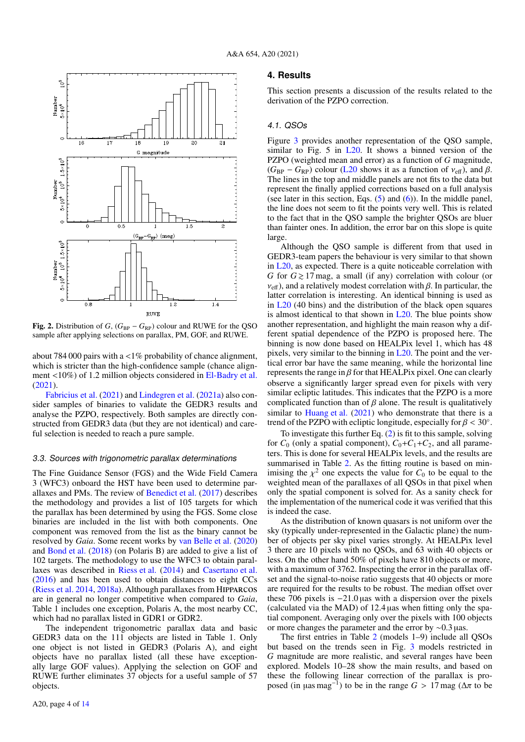Fig. 2. Distribution of $G$, $(G_{BP} - G_{RP})$ colour and RUWE for the QSO sample after applying selections on parallax, PM, GOF, and RUWE.

about 784 000 pairs with a <1% probability of chance alignment, which is stricter than the high-confidence sample (chance alignment <10%) of 1.2 million objects considered in El-Badry et al. (2021).

Fabricius et al. (2021) and Lindegren et al. (2021a) also consider samples of binaries to validate the GEDR3 results and analyse the PZPO, respectively. Both samples are directly constructed from GEDR3 data (but they are not identical) and careful selection is needed to reach a pure sample.

### 3.3. Sources with trigonometric parallax determinations

The Fine Guidance Sensor (FGS) and the Wide Field Camera 3 (WFC3) onboard the HST have been used to determine parallaxes and PMs. The review of Benedict et al. (2017) describes the methodology and provides a list of 105 targets for which the parallax has been determined by using the FGS. Some close binaries are included in the list with both components. One component was removed from the list as the binary cannot be resolved by *Gaia*. Some recent works by van Belle et al. (2020) and Bond et al. (2018) (on Polaris B) are added to give a list of 102 targets. The methodology to use the WFC3 to obtain parallaxes was described in Riess et al. (2014) and Casertano et al. (2016) and has been used to obtain distances to eight CCs (Riess et al. 2014, 2018a). Although parallaxes from HIPPARCOS are in general no longer competitive when compared to *Gaia*, Table 1 includes one exception, Polaris A, the most nearby CC, which had no parallax listed in GDR1 or GDR2.

The independent trigonometric parallax data and basic GEDR3 data on the 111 objects are listed in Table 1. Only one object is not listed in GEDR3 (Polaris A), and eight objects have no parallax listed (all these have exceptionally large GOF values). Applying the selection on GOF and RUWE further eliminates 37 objects for a useful sample of 57 objects.

## 4. Results

This section presents a discussion of the results related to the derivation of the PZPO correction.

### 4.1. QSOs

Figure 3 provides another representation of the QSO sample, similar to Fig. 5 in L20. It shows a binned version of the PZPO (weighted mean and error) as a function of $G$ magnitude, $(G_{BP} - G_{RP})$ colour (L20 shows it as a function of $\nu_{eff}$), and $\beta$. The lines in the top and middle panels are not fits to the data but represent the finally applied corrections based on a full analysis (see later in this section, Eqs. (5) and (6)). In the middle panel, the line does not seem to fit the points very well. This is related to the fact that in the QSO sample the brighter QSOs are bluer than fainter ones. In addition, the error bar on this slope is quite large.

Although the QSO sample is different from that used in GEDR3-team papers the behaviour is very similar to that shown in L20, as expected. There is a quite noticeable correlation with $G$ for $G \gtrsim 17$ mag, a small (if any) correlation with colour (or $\nu_{eff}$), and a relatively modest correlation with $\beta$. In particular, the latter correlation is interesting. An identical binning is used as in L20 (40 bins) and the distribution of the black open squares is almost identical to that shown in L20. The blue points show another representation, and highlight the main reason why a different spatial dependence of the PZPO is proposed here. The binning is now done based on HEALPix level 1, which has 48 pixels, very similar to the binning in L20. The point and the vertical error bar have the same meaning, while the horizontal line represents the range in $\beta$ for that HEALPix pixel. One can clearly observe a significantly larger spread even for pixels with very similar ecliptic latitudes. This indicates that the PZPO is a more complicated function than of $\beta$ alone. The result is qualitatively similar to Huang et al. (2021) who demonstrate that there is a trend of the PZPO with ecliptic longitude, especially for $\beta < 30°$.

To investigate this further Eq. (2) is fit to this sample, solving for $C_0$ (only a spatial component), $C_0$+$C_1$+$C_2$, and all parameters. This is done for several HEALPix levels, and the results are summarised in Table 2. As the fitting routine is based on minimising the $\chi^2$ one expects the value for $C_0$ to be equal to the weighted mean of the parallaxes of all QSOs in that pixel when only the spatial component is solved for. As a sanity check for the implementation of the numerical code it was verified that this is indeed the case.

As the distribution of known quasars is not uniform over the sky (typically under-represented in the Galactic plane) the number of objects per sky pixel varies strongly. At HEALPix level 3 there are 10 pixels with no QSOs, and 63 with 40 objects or less. On the other hand 50% of pixels have 810 objects or more, with a maximum of 3762. Inspecting the error in the parallax offset and the signal-to-noise ratio suggests that 40 objects or more are required for the results to be robust. The median offset over these 706 pixels is −21.0 µas with a dispersion over the pixels (calculated via the MAD) of 12.4 µas when fitting only the spatial component. Averaging only over the pixels with 100 objects or more changes the parameter and the error by ~0.3 µas.

The first entries in Table 2 (models 1–9) include all QSOs but based on the trends seen in Fig. 3 models restricted in $G$ magnitude are more realistic, and several ranges have been explored. Models 10–28 show the main results, and based on these the following linear correction of the parallax is proposed (in µas mag$^{-1}$) to be in the range $G$ > 17 mag ($\Delta\pi$ to be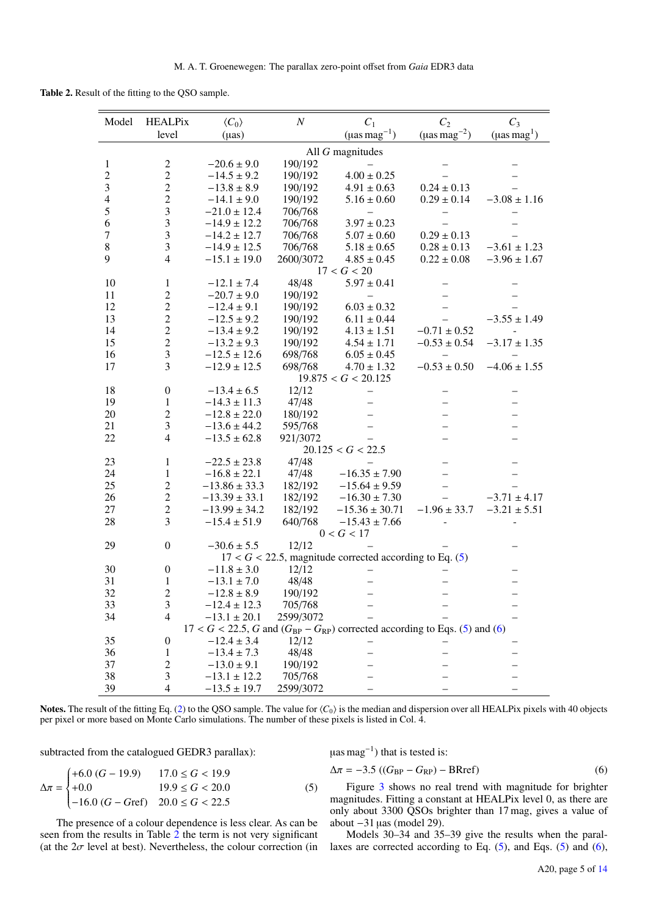**Table 2.** Result of the fitting to the QSO sample.

| Model | HEALPix level | $\langle C_0 \rangle$ (µas) | $N$ | $C_1$ (µas mag$^{-1}$) | $C_2$ (µas mag$^{-2}$) | $C_3$ (µas mag$^{1}$) |
|---|---|---|---|---|---|---|
| | | | All $G$ magnitudes | | | |
| 1 | 2 | $-20.6 \pm 9.0$ | 190/192 | – | – | – |
| 2 | 2 | $-14.5 \pm 9.2$ | 190/192 | $4.00 \pm 0.25$ | – | – |
| 3 | 2 | $-13.8 \pm 8.9$ | 190/192 | $4.91 \pm 0.63$ | $0.24 \pm 0.13$ | – |
| 4 | 2 | $-14.1 \pm 9.0$ | 190/192 | $5.16 \pm 0.60$ | $0.29 \pm 0.14$ | $-3.08 \pm 1.16$ |
| 5 | 3 | $-21.0 \pm 12.4$ | 706/768 | – | – | – |
| 6 | 3 | $-14.9 \pm 12.2$ | 706/768 | $3.97 \pm 0.23$ | – | – |
| 7 | 3 | $-14.2 \pm 12.7$ | 706/768 | $5.07 \pm 0.60$ | $0.29 \pm 0.13$ | – |
| 8 | 3 | $-14.9 \pm 12.5$ | 706/768 | $5.18 \pm 0.65$ | $0.28 \pm 0.13$ | $-3.61 \pm 1.23$ |
| 9 | 4 | $-15.1 \pm 19.0$ | 2600/3072 | $4.85 \pm 0.45$ | $0.22 \pm 0.08$ | $-3.96 \pm 1.67$ |
| | | | $17 < G < 20$ | | | |
| 10 | 1 | $-12.1 \pm 7.4$ | 48/48 | $5.97 \pm 0.41$ | – | – |
| 11 | 2 | $-20.7 \pm 9.0$ | 190/192 | – | – | – |
| 12 | 2 | $-12.4 \pm 9.1$ | 190/192 | $6.03 \pm 0.32$ | – | – |
| 13 | 2 | $-12.5 \pm 9.2$ | 190/192 | $6.11 \pm 0.44$ | – | $-3.55 \pm 1.49$ |
| 14 | 2 | $-13.4 \pm 9.2$ | 190/192 | $4.13 \pm 1.51$ | $-0.71 \pm 0.52$ | - |
| 15 | 2 | $-13.2 \pm 9.3$ | 190/192 | $4.54 \pm 1.71$ | $-0.53 \pm 0.54$ | $-3.17 \pm 1.35$ |
| 16 | 3 | $-12.5 \pm 12.6$ | 698/768 | $6.05 \pm 0.45$ | – | – |
| 17 | 3 | $-12.9 \pm 12.5$ | 698/768 | $4.70 \pm 1.32$ | $-0.53 \pm 0.50$ | $-4.06 \pm 1.55$ |
| | | | $19.875 < G < 20.125$ | | | |
| 18 | 0 | $-13.4 \pm 6.5$ | 12/12 | – | – | – |
| 19 | 1 | $-14.3 \pm 11.3$ | 47/48 | – | – | – |
| 20 | 2 | $-12.8 \pm 22.0$ | 180/192 | – | – | – |
| 21 | 3 | $-13.6 \pm 44.2$ | 595/768 | – | – | – |
| 22 | 4 | $-13.5 \pm 62.8$ | 921/3072 | – | – | – |
| | | | $20.125 < G < 22.5$ | | | |
| 23 | 1 | $-22.5 \pm 23.8$ | 47/48 | – | – | – |
| 24 | 1 | $-16.8 \pm 22.1$ | 47/48 | $-16.35 \pm 7.90$ | – | – |
| 25 | 2 | $-13.86 \pm 33.3$ | 182/192 | $-15.64 \pm 9.59$ | – | – |
| 26 | 2 | $-13.39 \pm 33.1$ | 182/192 | $-16.30 \pm 7.30$ | – | $-3.71 \pm 4.17$ |
| 27 | 2 | $-13.99 \pm 34.2$ | 182/192 | $-15.36 \pm 30.71$ | $-1.96 \pm 33.7$ | $-3.21 \pm 5.51$ |
| 28 | 3 | $-15.4 \pm 51.9$ | 640/768 | $-15.43 \pm 7.66$ | - | - |
| | | | $0 < G < 17$ | | | |
| 29 | 0 | $-30.6 \pm 5.5$ | 12/12 | – | – | – |
| | | | $17 < G < 22.5$, magnitude corrected according to Eq. (5) | | | |
| 30 | 0 | $-11.8 \pm 3.0$ | 12/12 | – | – | – |
| 31 | 1 | $-13.1 \pm 7.0$ | 48/48 | – | – | – |
| 32 | 2 | $-12.8 \pm 8.9$ | 190/192 | – | – | – |
| 33 | 3 | $-12.4 \pm 12.3$ | 705/768 | – | – | – |
| 34 | 4 | $-13.1 \pm 20.1$ | 2599/3072 | – | – | – |
| | | | $17 < G < 22.5$, $G$ and $(G_{\rm BP} - G_{\rm RP})$ corrected according to Eqs. (5) and (6) | | | |
| 35 | 0 | $-12.4 \pm 3.4$ | 12/12 | – | – | – |
| 36 | 1 | $-13.4 \pm 7.3$ | 48/48 | – | – | – |
| 37 | 2 | $-13.0 \pm 9.1$ | 190/192 | – | – | – |
| 38 | 3 | $-13.1 \pm 12.2$ | 705/768 | – | – | – |
| 39 | 4 | $-13.5 \pm 19.7$ | 2599/3072 | – | – | – |

**Notes.** The result of the fitting Eq. (2) to the QSO sample. The value for $\langle C_0 \rangle$ is the median and dispersion over all HEALPix pixels with 40 objects per pixel or more based on Monte Carlo simulations. The number of these pixels is listed in Col. 4.

subtracted from the catalogued GEDR3 parallax):

$$\Delta\pi = \begin{cases} +6.0\,(G - 19.9) & 17.0 \leq G < 19.9 \\ +0.0 & 19.9 \leq G < 20.0 \\ -16.0\,(G - G\mathrm{ref}) & 20.0 \leq G < 22.5 \end{cases} \tag{5}$$

The presence of a colour dependence is less clear. As can be seen from the results in Table 2 the term is not very significant (at the $2\sigma$ level at best). Nevertheless, the colour correction (in µas mag$^{-1}$) that is tested is:

$$\Delta\pi = -3.5\,((G_{\rm BP} - G_{\rm RP}) - \mathrm{BRref}) \tag{6}$$

Figure 3 shows no real trend with magnitude for brighter magnitudes. Fitting a constant at HEALPix level 0, as there are only about 3300 QSOs brighter than 17 mag, gives a value of about $-31$ µas (model 29).

Models 30–34 and 35–39 give the results when the parallaxes are corrected according to Eq. (5), and Eqs. (5) and (6),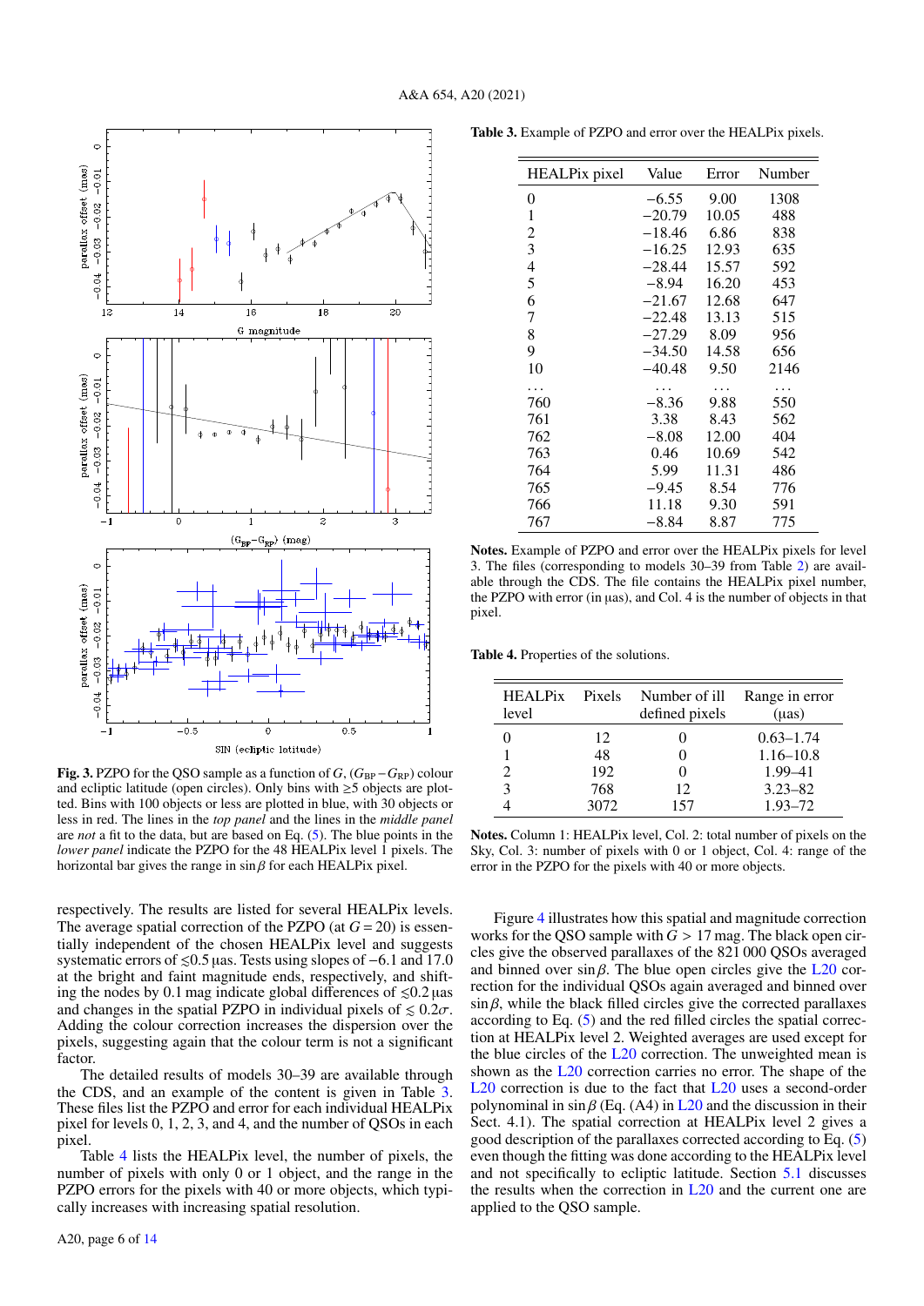**Fig. 3.** PZPO for the QSO sample as a function of $G$, $(G_{BP}-G_{RP})$ colour and ecliptic latitude (open circles). Only bins with ≥5 objects are plotted. Bins with 100 objects or less are plotted in blue, with 30 objects or less in red. The lines in the *top panel* and the lines in the *middle panel* are *not* a fit to the data, but are based on Eq. (5). The blue points in the *lower panel* indicate the PZPO for the 48 HEALPix level 1 pixels. The horizontal bar gives the range in $\sin\beta$ for each HEALPix pixel.

respectively. The results are listed for several HEALPix levels. The average spatial correction of the PZPO (at $G = 20$) is essentially independent of the chosen HEALPix level and suggests systematic errors of ≲0.5 µas. Tests using slopes of −6.1 and 17.0 at the bright and faint magnitude ends, respectively, and shifting the nodes by 0.1 mag indicate global differences of ≲0.2 µas and changes in the spatial PZPO in individual pixels of $\lesssim 0.2\sigma$. Adding the colour correction increases the dispersion over the pixels, suggesting again that the colour term is not a significant factor.

The detailed results of models 30–39 are available through the CDS, and an example of the content is given in Table 3. These files list the PZPO and error for each individual HEALPix pixel for levels 0, 1, 2, 3, and 4, and the number of QSOs in each pixel.

Table 4 lists the HEALPix level, the number of pixels, the number of pixels with only 0 or 1 object, and the range in the PZPO errors for the pixels with 40 or more objects, which typically increases with increasing spatial resolution.

**Table 3.** Example of PZPO and error over the HEALPix pixels.

| HEALPix pixel | Value | Error | Number |
|---|---|---|---|
| 0 | −6.55 | 9.00 | 1308 |
| 1 | −20.79 | 10.05 | 488 |
| 2 | −18.46 | 6.86 | 838 |
| 3 | −16.25 | 12.93 | 635 |
| 4 | −28.44 | 15.57 | 592 |
| 5 | −8.94 | 16.20 | 453 |
| 6 | −21.67 | 12.68 | 647 |
| 7 | −22.48 | 13.13 | 515 |
| 8 | −27.29 | 8.09 | 956 |
| 9 | −34.50 | 14.58 | 656 |
| 10 | −40.48 | 9.50 | 2146 |
| ... | ... | ... | ... |
| 760 | −8.36 | 9.88 | 550 |
| 761 | 3.38 | 8.43 | 562 |
| 762 | −8.08 | 12.00 | 404 |
| 763 | 0.46 | 10.69 | 542 |
| 764 | 5.99 | 11.31 | 486 |
| 765 | −9.45 | 8.54 | 776 |
| 766 | 11.18 | 9.30 | 591 |
| 767 | −8.84 | 8.87 | 775 |

**Notes.** Example of PZPO and error over the HEALPix pixels for level 3. The files (corresponding to models 30–39 from Table 2) are available through the CDS. The file contains the HEALPix pixel number, the PZPO with error (in µas), and Col. 4 is the number of objects in that pixel.

**Table 4.** Properties of the solutions.

| HEALPix level | Pixels | Number of ill defined pixels | Range in error (µas) |
|---|---|---|---|
| 0 | 12 | 0 | 0.63–1.74 |
| 1 | 48 | 0 | 1.16–10.8 |
| 2 | 192 | 0 | 1.99–41 |
| 3 | 768 | 12 | 3.23–82 |
| 4 | 3072 | 157 | 1.93–72 |

**Notes.** Column 1: HEALPix level, Col. 2: total number of pixels on the Sky, Col. 3: number of pixels with 0 or 1 object, Col. 4: range of the error in the PZPO for the pixels with 40 or more objects.

Figure 4 illustrates how this spatial and magnitude correction works for the QSO sample with $G > 17$ mag. The black open circles give the observed parallaxes of the 821 000 QSOs averaged and binned over $\sin\beta$. The blue open circles give the L20 correction for the individual QSOs again averaged and binned over $\sin\beta$, while the black filled circles give the corrected parallaxes according to Eq. (5) and the red filled circles the spatial correction at HEALPix level 2. Weighted averages are used except for the blue circles of the L20 correction. The unweighted mean is shown as the L20 correction carries no error. The shape of the L20 correction is due to the fact that L20 uses a second-order polynomial in $\sin\beta$ (Eq. (A4) in L20 and the discussion in their Sect. 4.1). The spatial correction at HEALPix level 2 gives a good description of the parallaxes corrected according to Eq. (5) even though the fitting was done according to the HEALPix level and not specifically to ecliptic latitude. Section 5.1 discusses the results when the correction in L20 and the current one are applied to the QSO sample.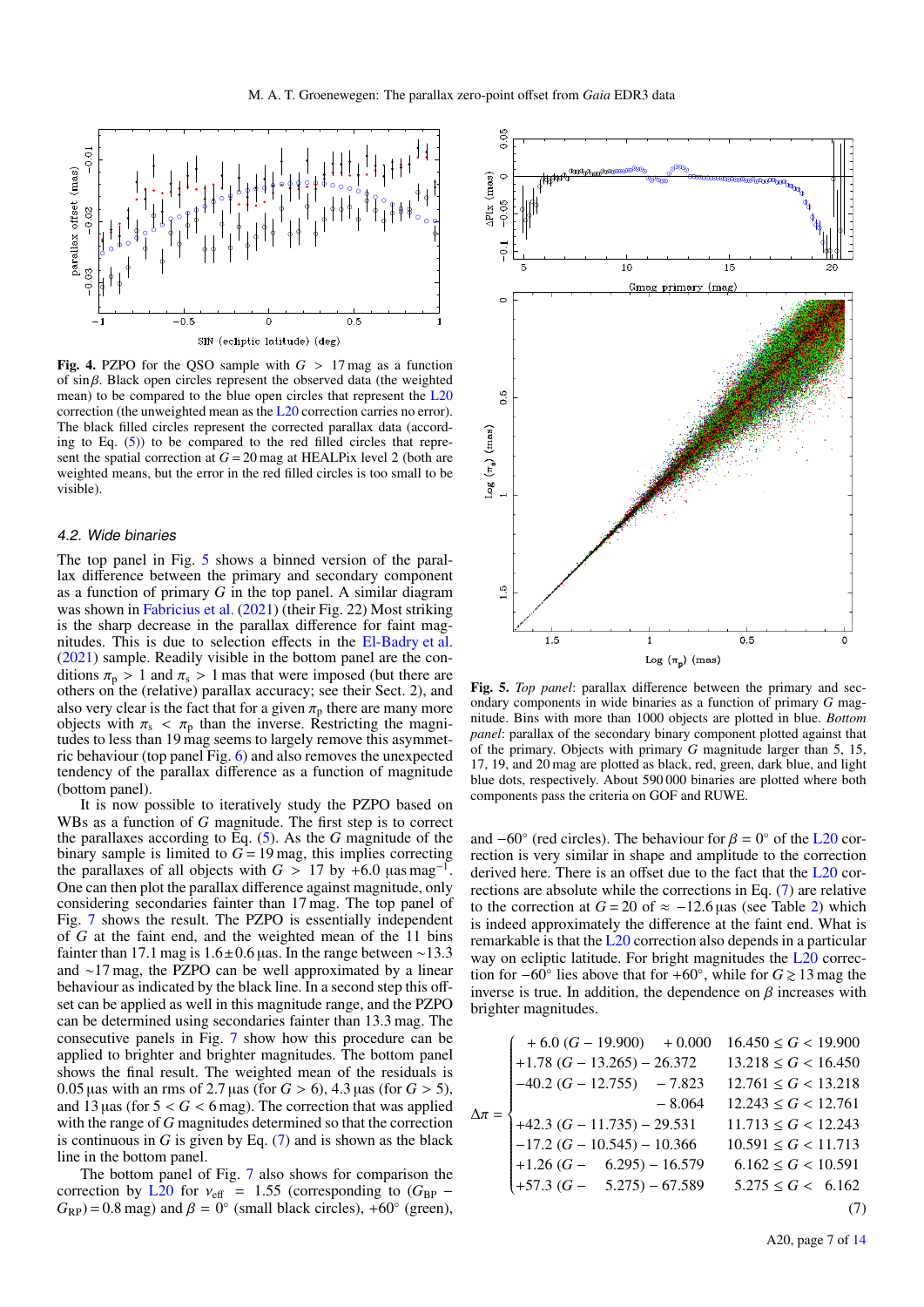**Fig. 4.** PZPO for the QSO sample with $G > 17$ mag as a function of $\sin\beta$. Black open circles represent the observed data (the weighted mean) to be compared to the blue open circles that represent the L20 correction (the unweighted mean as the L20 correction carries no error). The black filled circles represent the corrected parallax data (according to Eq. (5)) to be compared to the red filled circles that represent the spatial correction at $G = 20$ mag at HEALPix level 2 (both are weighted means, but the error in the red filled circles is too small to be visible).

### 4.2. Wide binaries

The top panel in Fig. 5 shows a binned version of the parallax difference between the primary and secondary component as a function of primary $G$ in the top panel. A similar diagram was shown in Fabricius et al. (2021) (their Fig. 22) Most striking is the sharp decrease in the parallax difference for faint magnitudes. This is due to selection effects in the El-Badry et al. (2021) sample. Readily visible in the bottom panel are the conditions $\pi_\mathrm{p} > 1$ and $\pi_\mathrm{s} > 1$ mas that were imposed (but there are others on the (relative) parallax accuracy; see their Sect. 2), and also very clear is the fact that for a given $\pi_\mathrm{p}$ there are many more objects with $\pi_\mathrm{s} < \pi_\mathrm{p}$ than the inverse. Restricting the magnitudes to less than 19 mag seems to largely remove this asymmetric behaviour (top panel Fig. 6) and also removes the unexpected tendency of the parallax difference as a function of magnitude (bottom panel).

It is now possible to iteratively study the PZPO based on WBs as a function of $G$ magnitude. The first step is to correct the parallaxes according to Eq. (5). As the $G$ magnitude of the binary sample is limited to $G = 19$ mag, this implies correcting the parallaxes of all objects with $G > 17$ by $+6.0$ µas mag$^{-1}$. One can then plot the parallax difference against magnitude, only considering secondaries fainter than 17 mag. The top panel of Fig. 7 shows the result. The PZPO is essentially independent of $G$ at the faint end, and the weighted mean of the 11 bins fainter than 17.1 mag is $1.6 \pm 0.6$ µas. In the range between ~13.3 and ~17 mag, the PZPO can be well approximated by a linear behaviour as indicated by the black line. In a second step this offset can be applied as well in this magnitude range, and the PZPO can be determined using secondaries fainter than 13.3 mag. The consecutive panels in Fig. 7 show how this procedure can be applied to brighter and brighter magnitudes. The bottom panel shows the final result. The weighted mean of the residuals is 0.05 µas with an rms of 2.7 µas (for $G > 6$), 4.3 µas (for $G > 5$), and 13 µas (for $5 < G < 6$ mag). The correction that was applied with the range of $G$ magnitudes determined so that the correction is continuous in $G$ is given by Eq. (7) and is shown as the black line in the bottom panel.

The bottom panel of Fig. 7 also shows for comparison the correction by L20 for $\nu_\mathrm{eff} = 1.55$ (corresponding to $(G_\mathrm{BP} - G_\mathrm{RP}) = 0.8$ mag) and $\beta = 0°$ (small black circles), $+60°$ (green), and $-60°$ (red circles). The behaviour for $\beta = 0°$ of the L20 correction is very similar in shape and amplitude to the correction derived here. There is an offset due to the fact that the L20 corrections are absolute while the corrections in Eq. (7) are relative to the correction at $G = 20$ of $\approx -12.6$ µas (see Table 2) which is indeed approximately the difference at the faint end. What is remarkable is that the L20 correction also depends in a particular way on ecliptic latitude. For bright magnitudes the L20 correction for $-60°$ lies above that for $+60°$, while for $G \gtrsim 13$ mag the inverse is true. In addition, the dependence on $\beta$ increases with brighter magnitudes.

**Fig. 5.** *Top panel*: parallax difference between the primary and secondary components in wide binaries as a function of primary $G$ magnitude. Bins with more than 1000 objects are plotted in blue. *Bottom panel*: parallax of the secondary binary component plotted against that of the primary. Objects with primary $G$ magnitude larger than 5, 15, 17, 19, and 20 mag are plotted as black, red, green, dark blue, and light blue dots, respectively. About 590 000 binaries are plotted where both components pass the criteria on GOF and RUWE.

$$
\Delta\pi = \begin{cases}
+6.0\,(G - 19.900) \quad + 0.000 & 16.450 \le G < 19.900 \\
+1.78\,(G - 13.265) - 26.372 & 13.218 \le G < 16.450 \\
-40.2\,(G - 12.755) \quad - 7.823 & 12.761 \le G < 13.218 \\
\qquad\qquad\qquad\qquad - 8.064 & 12.243 \le G < 12.761 \\
+42.3\,(G - 11.735) - 29.531 & 11.713 \le G < 12.243 \\
-17.2\,(G - 10.545) - 10.366 & 10.591 \le G < 11.713 \\
+1.26\,(G - \phantom{1}6.295) - 16.579 & 6.162 \le G < 10.591 \\
+57.3\,(G - \phantom{1}5.275) - 67.589 & 5.275 \le G < \phantom{1}6.162
\end{cases}
\quad (7)
$$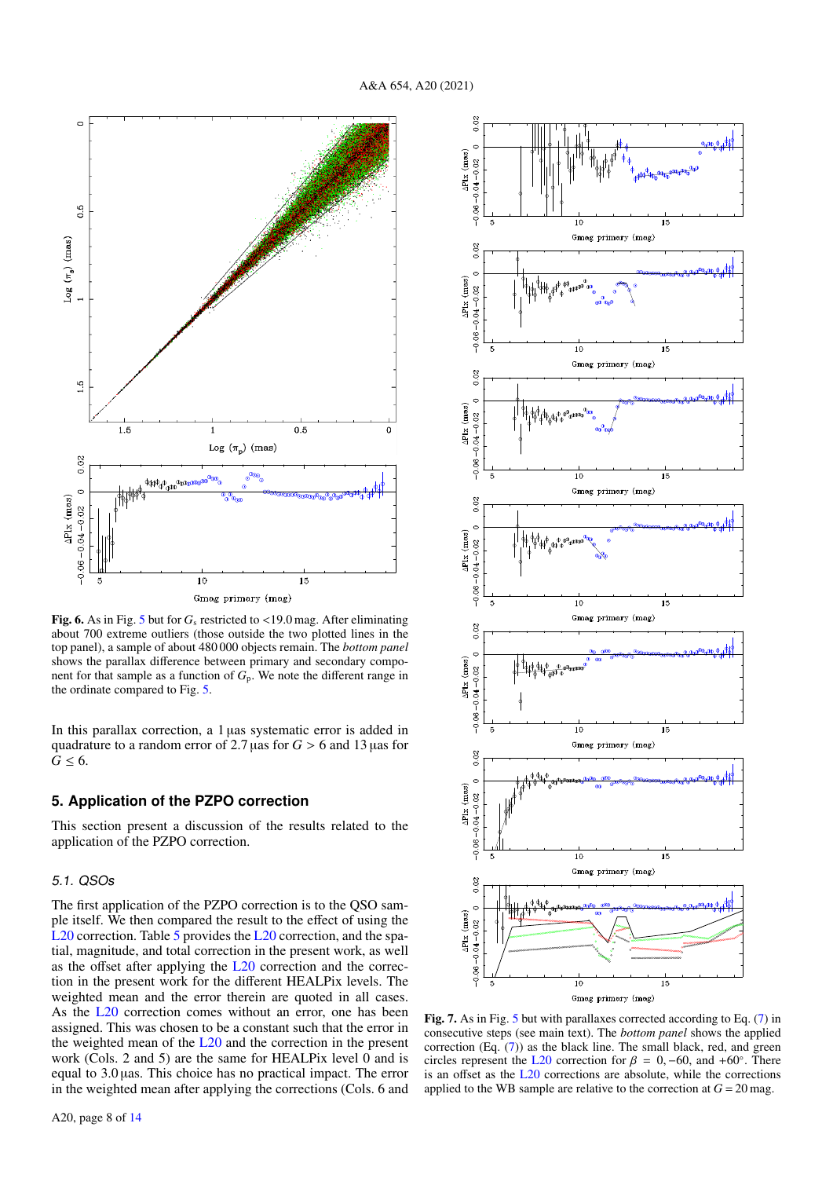**Fig. 6.** As in Fig. 5 but for $G_s$ restricted to <19.0 mag. After eliminating about 700 extreme outliers (those outside the two plotted lines in the top panel), a sample of about 480 000 objects remain. The *bottom panel* shows the parallax difference between primary and secondary component for that sample as a function of $G_p$. We note the different range in the ordinate compared to Fig. 5.

**Fig. 7.** As in Fig. 5 but with parallaxes corrected according to Eq. (7) in consecutive steps (see main text). The *bottom panel* shows the applied correction (Eq. (7)) as the black line. The small black, red, and green circles represent the L20 correction for $\beta = 0, -60$, and $+60°$. There is an offset as the L20 corrections are absolute, while the corrections applied to the WB sample are relative to the correction at $G = 20$ mag.

In this parallax correction, a 1 µas systematic error is added in quadrature to a random error of 2.7 µas for $G > 6$ and 13 µas for $G \leq 6$.

## 5. Application of the PZPO correction

This section present a discussion of the results related to the application of the PZPO correction.

### 5.1. QSOs

The first application of the PZPO correction is to the QSO sample itself. We then compared the result to the effect of using the L20 correction. Table 5 provides the L20 correction, and the spatial, magnitude, and total correction in the present work, as well as the offset after applying the L20 correction and the correction in the present work for the different HEALPix levels. The weighted mean and the error therein are quoted in all cases. As the L20 correction comes without an error, one has been assigned. This was chosen to be a constant such that the error in the weighted mean of the L20 and the correction in the present work (Cols. 2 and 5) are the same for HEALPix level 0 and is equal to 3.0 µas. This choice has no practical impact. The error in the weighted mean after applying the corrections (Cols. 6 and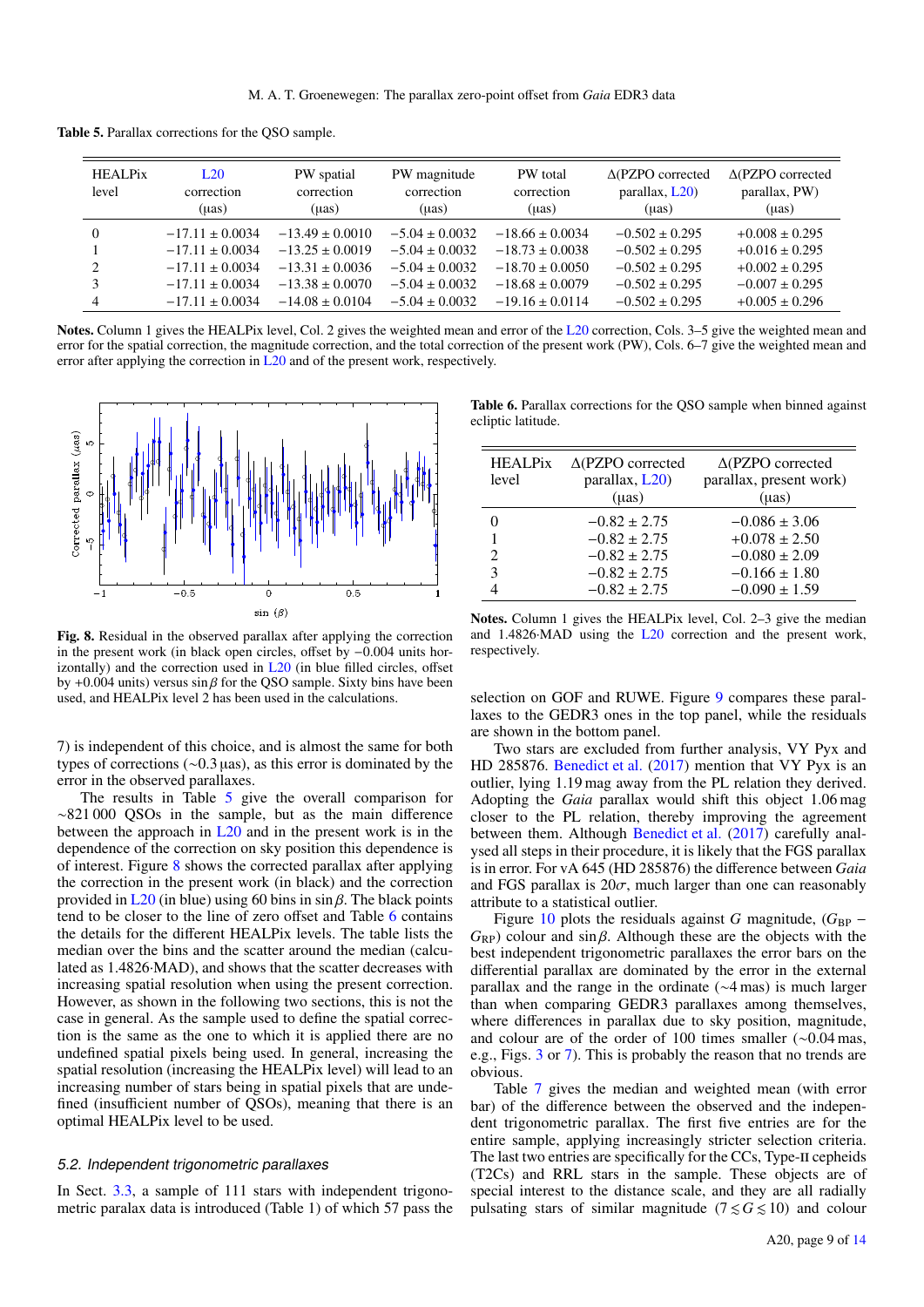**Table 5.** Parallax corrections for the QSO sample.

| HEALPix level | L20 correction (µas) | PW spatial correction (µas) | PW magnitude correction (µas) | PW total correction (µas) | Δ(PZPO corrected parallax, L20) (µas) | Δ(PZPO corrected parallax, PW) (µas) |
|---|---|---|---|---|---|---|
| 0 | −17.11 ± 0.0034 | −13.49 ± 0.0010 | −5.04 ± 0.0032 | −18.66 ± 0.0034 | −0.502 ± 0.295 | +0.008 ± 0.295 |
| 1 | −17.11 ± 0.0034 | −13.25 ± 0.0019 | −5.04 ± 0.0032 | −18.73 ± 0.0038 | −0.502 ± 0.295 | +0.016 ± 0.295 |
| 2 | −17.11 ± 0.0034 | −13.31 ± 0.0036 | −5.04 ± 0.0032 | −18.70 ± 0.0050 | −0.502 ± 0.295 | +0.002 ± 0.295 |
| 3 | −17.11 ± 0.0034 | −13.38 ± 0.0070 | −5.04 ± 0.0032 | −18.68 ± 0.0079 | −0.502 ± 0.295 | −0.007 ± 0.295 |
| 4 | −17.11 ± 0.0034 | −14.08 ± 0.0104 | −5.04 ± 0.0032 | −19.16 ± 0.0114 | −0.502 ± 0.295 | +0.005 ± 0.296 |

**Notes.** Column 1 gives the HEALPix level, Col. 2 gives the weighted mean and error of the L20 correction, Cols. 3–5 give the weighted mean and error for the spatial correction, the magnitude correction, and the total correction of the present work (PW), Cols. 6–7 give the weighted mean and error after applying the correction in L20 and of the present work, respectively.

**Fig. 8.** Residual in the observed parallax after applying the correction in the present work (in black open circles, offset by −0.004 units horizontally) and the correction used in L20 (in blue filled circles, offset by +0.004 units) versus $\sin\beta$ for the QSO sample. Sixty bins have been used, and HEALPix level 2 has been used in the calculations.

7) is independent of this choice, and is almost the same for both types of corrections (∼0.3 µas), as this error is dominated by the error in the observed parallaxes.

The results in Table 5 give the overall comparison for ∼821 000 QSOs in the sample, but as the main difference between the approach in L20 and in the present work is in the dependence of the correction on sky position this dependence is of interest. Figure 8 shows the corrected parallax after applying the correction in the present work (in black) and the correction provided in L20 (in blue) using 60 bins in $\sin\beta$. The black points tend to be closer to the line of zero offset and Table 6 contains the details for the different HEALPix levels. The table lists the median over the bins and the scatter around the median (calculated as 1.4826·MAD), and shows that the scatter decreases with increasing spatial resolution when using the present correction. However, as shown in the following two sections, this is not the case in general. As the sample used to define the spatial correction is the same as the one to which it is applied there are no undefined spatial pixels being used. In general, increasing the spatial resolution (increasing the HEALPix level) will lead to an increasing number of stars being in spatial pixels that are undefined (insufficient number of QSOs), meaning that there is an optimal HEALPix level to be used.

### 5.2. Independent trigonometric parallaxes

In Sect. 3.3, a sample of 111 stars with independent trigonometric paralax data is introduced (Table 1) of which 57 pass the

**Table 6.** Parallax corrections for the QSO sample when binned against ecliptic latitude.

| HEALPix level | Δ(PZPO corrected parallax, L20) (µas) | Δ(PZPO corrected parallax, present work) (µas) |
|---|---|---|
| 0 | −0.82 ± 2.75 | −0.086 ± 3.06 |
| 1 | −0.82 ± 2.75 | +0.078 ± 2.50 |
| 2 | −0.82 ± 2.75 | −0.080 ± 2.09 |
| 3 | −0.82 ± 2.75 | −0.166 ± 1.80 |
| 4 | −0.82 ± 2.75 | −0.090 ± 1.59 |

**Notes.** Column 1 gives the HEALPix level, Col. 2–3 give the median and 1.4826·MAD using the L20 correction and the present work, respectively.

selection on GOF and RUWE. Figure 9 compares these parallaxes to the GEDR3 ones in the top panel, while the residuals are shown in the bottom panel.

Two stars are excluded from further analysis, VY Pyx and HD 285876. Benedict et al. (2017) mention that VY Pyx is an outlier, lying 1.19 mag away from the PL relation they derived. Adopting the *Gaia* parallax would shift this object 1.06 mag closer to the PL relation, thereby improving the agreement between them. Although Benedict et al. (2017) carefully analysed all steps in their procedure, it is likely that the FGS parallax is in error. For vA 645 (HD 285876) the difference between *Gaia* and FGS parallax is 20$\sigma$, much larger than one can reasonably attribute to a statistical outlier.

Figure 10 plots the residuals against $G$ magnitude, ($G_{\rm BP}$ − $G_{\rm RP}$) colour and $\sin\beta$. Although these are the objects with the best independent trigonometric parallaxes the error bars on the differential parallax are dominated by the error in the external parallax and the range in the ordinate (∼4 mas) is much larger than when comparing GEDR3 parallaxes among themselves, where differences in parallax due to sky position, magnitude, and colour are of the order of 100 times smaller (∼0.04 mas, e.g., Figs. 3 or 7). This is probably the reason that no trends are obvious.

Table 7 gives the median and weighted mean (with error bar) of the difference between the observed and the independent trigonometric parallax. The first five entries are for the entire sample, applying increasingly stricter selection criteria. The last two entries are specifically for the CCs, Type-II cepheids (T2Cs) and RRL stars in the sample. These objects are of special interest to the distance scale, and they are all radially pulsating stars of similar magnitude ($7 \lesssim G \lesssim 10$) and colour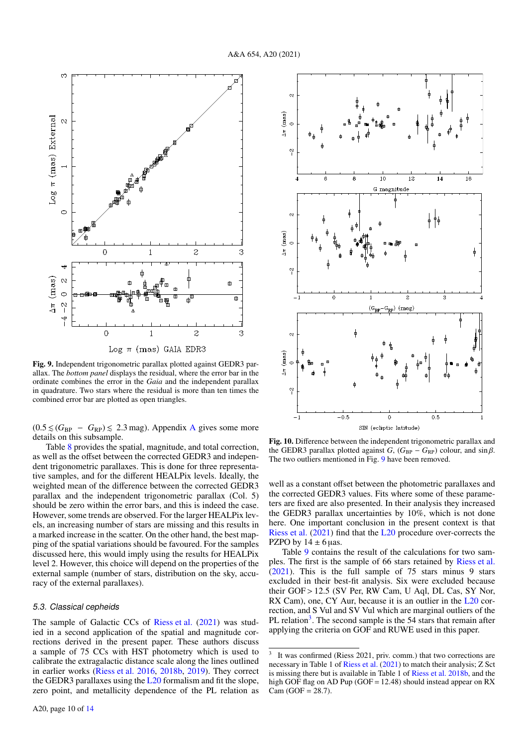**Fig. 9.** Independent trigonometric parallax plotted against GEDR3 parallax. The *bottom panel* displays the residual, where the error bar in the ordinate combines the error in the *Gaia* and the independent parallax in quadrature. Two stars where the residual is more than ten times the combined error bar are plotted as open triangles.

**Fig. 10.** Difference between the independent trigonometric parallax and the GEDR3 parallax plotted against $G$, $(G_{\rm BP} - G_{\rm RP})$ colour, and $\sin\beta$. The two outliers mentioned in Fig. 9 have been removed.

$(0.5 \lesssim (G_{\rm BP} - G_{\rm RP}) \lesssim 2.3$ mag). Appendix A gives some more details on this subsample.

Table 8 provides the spatial, magnitude, and total correction, as well as the offset between the corrected GEDR3 and independent trigonometric parallaxes. This is done for three representative samples, and for the different HEALPix levels. Ideally, the weighted mean of the difference between the corrected GEDR3 parallax and the independent trigonometric parallax (Col. 5) should be zero within the error bars, and this is indeed the case. However, some trends are observed. For the larger HEALPix levels, an increasing number of stars are missing and this results in a marked increase in the scatter. On the other hand, the best mapping of the spatial variations should be favoured. For the samples discussed here, this would imply using the results for HEALPix level 2. However, this choice will depend on the properties of the external sample (number of stars, distribution on the sky, accuracy of the external parallaxes).

### 5.3. Classical cepheids

The sample of Galactic CCs of Riess et al. (2021) was studied in a second application of the spatial and magnitude corrections derived in the present paper. These authors discuss a sample of 75 CCs with HST photometry which is used to calibrate the extragalactic distance scale along the lines outlined in earlier works (Riess et al. 2016, 2018b, 2019). They correct the GEDR3 parallaxes using the L20 formalism and fit the slope, zero point, and metallicity dependence of the PL relation as well as a constant offset between the photometric parallaxes and the corrected GEDR3 values. Fits where some of these parameters are fixed are also presented. In their analysis they increased the GEDR3 parallax uncertainties by 10%, which is not done here. One important conclusion in the present context is that Riess et al. (2021) find that the L20 procedure over-corrects the PZPO by $14 \pm 6$ µas.

Table 9 contains the result of the calculations for two samples. The first is the sample of 66 stars retained by Riess et al. (2021). This is the full sample of 75 stars minus 9 stars excluded in their best-fit analysis. Six were excluded because their GOF > 12.5 (SV Per, RW Cam, U Aql, DL Cas, SY Nor, RX Cam), one, CY Aur, because it is an outlier in the L20 correction, and S Vul and SV Vul which are marginal outliers of the PL relation[3]. The second sample is the 54 stars that remain after applying the criteria on GOF and RUWE used in this paper.

[3] It was confirmed (Riess 2021, priv. comm.) that two corrections are necessary in Table 1 of Riess et al. (2021) to match their analysis; Z Sct is missing there but is available in Table 1 of Riess et al. 2018b, and the high GOF flag on AD Pup (GOF = 12.48) should instead appear on RX Cam (GOF = 28.7).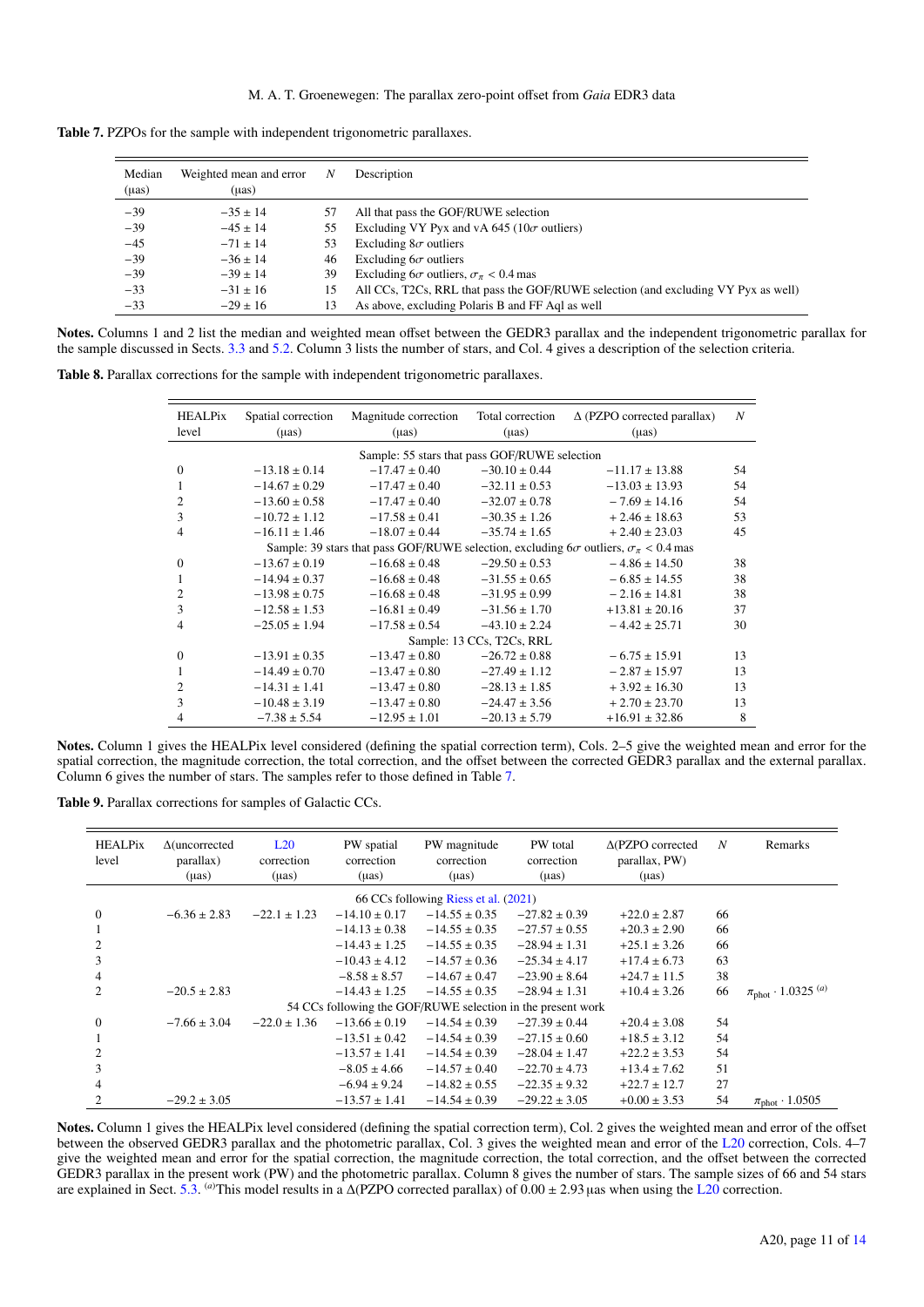**Table 7.** PZPOs for the sample with independent trigonometric parallaxes.

| Median (μas) | Weighted mean and error (μas) | $N$ | Description |
|---|---|---|---|
| −39 | −35 ± 14 | 57 | All that pass the GOF/RUWE selection |
| −39 | −45 ± 14 | 55 | Excluding VY Pyx and vA 645 (10$\sigma$ outliers) |
| −45 | −71 ± 14 | 53 | Excluding 8$\sigma$ outliers |
| −39 | −36 ± 14 | 46 | Excluding 6$\sigma$ outliers |
| −39 | −39 ± 14 | 39 | Excluding 6$\sigma$ outliers, $\sigma_\pi < 0.4$ mas |
| −33 | −31 ± 16 | 15 | All CCs, T2Cs, RRL that pass the GOF/RUWE selection (and excluding VY Pyx as well) |
| −33 | −29 ± 16 | 13 | As above, excluding Polaris B and FF Aql as well |

**Notes.** Columns 1 and 2 list the median and weighted mean offset between the GEDR3 parallax and the independent trigonometric parallax for the sample discussed in Sects. 3.3 and 5.2. Column 3 lists the number of stars, and Col. 4 gives a description of the selection criteria.

**Table 8.** Parallax corrections for the sample with independent trigonometric parallaxes.

| HEALPix level | Spatial correction (μas) | Magnitude correction (μas) | Total correction (μas) | Δ (PZPO corrected parallax) (μas) | $N$ |
|---|---|---|---|---|---|
| | | Sample: 55 stars that pass GOF/RUWE selection | | | |
| 0 | −13.18 ± 0.14 | −17.47 ± 0.40 | −30.10 ± 0.44 | −11.17 ± 13.88 | 54 |
| 1 | −14.67 ± 0.29 | −17.47 ± 0.40 | −32.11 ± 0.53 | −13.03 ± 13.93 | 54 |
| 2 | −13.60 ± 0.58 | −17.47 ± 0.40 | −32.07 ± 0.78 | − 7.69 ± 14.16 | 54 |
| 3 | −10.72 ± 1.12 | −17.58 ± 0.41 | −30.35 ± 1.26 | + 2.46 ± 18.63 | 53 |
| 4 | −16.11 ± 1.46 | −18.07 ± 0.44 | −35.74 ± 1.65 | + 2.40 ± 23.03 | 45 |
| | | Sample: 39 stars that pass GOF/RUWE selection, excluding 6$\sigma$ outliers, $\sigma_\pi < 0.4$ mas | | | |
| 0 | −13.67 ± 0.19 | −16.68 ± 0.48 | −29.50 ± 0.53 | − 4.86 ± 14.50 | 38 |
| 1 | −14.94 ± 0.37 | −16.68 ± 0.48 | −31.55 ± 0.65 | − 6.85 ± 14.55 | 38 |
| 2 | −13.98 ± 0.75 | −16.68 ± 0.48 | −31.95 ± 0.99 | − 2.16 ± 14.81 | 38 |
| 3 | −12.58 ± 1.53 | −16.81 ± 0.49 | −31.56 ± 1.70 | +13.81 ± 20.16 | 37 |
| 4 | −25.05 ± 1.94 | −17.58 ± 0.54 | −43.10 ± 2.24 | − 4.42 ± 25.71 | 30 |
| | | Sample: 13 CCs, T2Cs, RRL | | | |
| 0 | −13.91 ± 0.35 | −13.47 ± 0.80 | −26.72 ± 0.88 | − 6.75 ± 15.91 | 13 |
| 1 | −14.49 ± 0.70 | −13.47 ± 0.80 | −27.49 ± 1.12 | − 2.87 ± 15.97 | 13 |
| 2 | −14.31 ± 1.41 | −13.47 ± 0.80 | −28.13 ± 1.85 | + 3.92 ± 16.30 | 13 |
| 3 | −10.48 ± 3.19 | −13.47 ± 0.80 | −24.47 ± 3.56 | + 2.70 ± 23.70 | 13 |
| 4 | −7.38 ± 5.54 | −12.95 ± 1.01 | −20.13 ± 5.79 | +16.91 ± 32.86 | 8 |

**Notes.** Column 1 gives the HEALPix level considered (defining the spatial correction term), Cols. 2–5 give the weighted mean and error for the spatial correction, the magnitude correction, the total correction, and the offset between the corrected GEDR3 parallax and the external parallax. Column 6 gives the number of stars. The samples refer to those defined in Table 7.

**Table 9.** Parallax corrections for samples of Galactic CCs.

| HEALPix level | Δ(uncorrected parallax) (μas) | L20 correction (μas) | PW spatial correction (μas) | PW magnitude correction (μas) | PW total correction (μas) | Δ(PZPO corrected parallax, PW) (μas) | $N$ | Remarks |
|---|---|---|---|---|---|---|---|---|
| | | | | 66 CCs following Riess et al. (2021) | | | | |
| 0 | −6.36 ± 2.83 | −22.1 ± 1.23 | −14.10 ± 0.17 | −14.55 ± 0.35 | −27.82 ± 0.39 | +22.0 ± 2.87 | 66 | |
| 1 | | | −14.13 ± 0.38 | −14.55 ± 0.35 | −27.57 ± 0.55 | +20.3 ± 2.90 | 66 | |
| 2 | | | −14.43 ± 1.25 | −14.55 ± 0.35 | −28.94 ± 1.31 | +25.1 ± 3.26 | 66 | |
| 3 | | | −10.43 ± 4.12 | −14.57 ± 0.36 | −25.34 ± 4.17 | +17.4 ± 6.73 | 63 | |
| 4 | | | −8.58 ± 8.57 | −14.67 ± 0.47 | −23.90 ± 8.64 | +24.7 ± 11.5 | 38 | |
| 2 | −20.5 ± 2.83 | | −14.43 ± 1.25 | −14.55 ± 0.35 | −28.94 ± 1.31 | +10.4 ± 3.26 | 66 | $\pi_{\rm phot} \cdot 1.0325$ [(a)] |
| | | | | 54 CCs following the GOF/RUWE selection in the present work | | | | |
| 0 | −7.66 ± 3.04 | −22.0 ± 1.36 | −13.66 ± 0.19 | −14.54 ± 0.39 | −27.39 ± 0.44 | +20.4 ± 3.08 | 54 | |
| 1 | | | −13.51 ± 0.42 | −14.54 ± 0.39 | −27.15 ± 0.60 | +18.5 ± 3.12 | 54 | |
| 2 | | | −13.57 ± 1.41 | −14.54 ± 0.39 | −28.04 ± 1.47 | +22.2 ± 3.53 | 54 | |
| 3 | | | −8.05 ± 4.66 | −14.57 ± 0.40 | −22.70 ± 4.73 | +13.4 ± 7.62 | 51 | |
| 4 | | | −6.94 ± 9.24 | −14.82 ± 0.55 | −22.35 ± 9.32 | +22.7 ± 12.7 | 27 | |
| 2 | −29.2 ± 3.05 | | −13.57 ± 1.41 | −14.54 ± 0.39 | −29.22 ± 3.05 | +0.00 ± 3.53 | 54 | $\pi_{\rm phot} \cdot 1.0505$ |

**Notes.** Column 1 gives the HEALPix level considered (defining the spatial correction term), Col. 2 gives the weighted mean and error of the offset between the observed GEDR3 parallax and the photometric parallax, Col. 3 gives the weighted mean and error of the L20 correction, Cols. 4–7 give the weighted mean and error for the spatial correction, the magnitude correction, the total correction, and the offset between the corrected GEDR3 parallax in the present work (PW) and the photometric parallax. Column 8 gives the number of stars. The sample sizes of 66 and 54 stars are explained in Sect. 5.3. [(a)]This model results in a Δ(PZPO corrected parallax) of 0.00 ± 2.93 μas when using the L20 correction.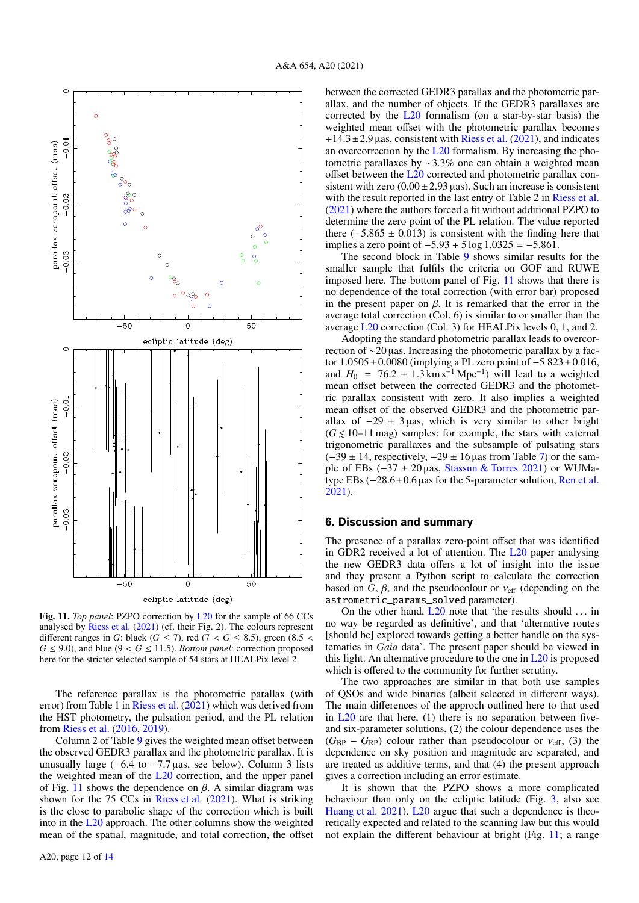**Fig. 11.** *Top panel*: PZPO correction by L20 for the sample of 66 CCs analysed by Riess et al. (2021) (cf. their Fig. 2). The colours represent different ranges in $G$: black ($G \leq 7$), red ($7 < G \leq 8.5$), green ($8.5 < G \leq 9.0$), and blue ($9 < G \leq 11.5$). *Bottom panel*: correction proposed here for the stricter selected sample of 54 stars at HEALPix level 2.

The reference parallax is the photometric parallax (with error) from Table 1 in Riess et al. (2021) which was derived from the HST photometry, the pulsation period, and the PL relation from Riess et al. (2016, 2019).

Column 2 of Table 9 gives the weighted mean offset between the observed GEDR3 parallax and the photometric parallax. It is unusually large (−6.4 to −7.7 µas, see below). Column 3 lists the weighted mean of the L20 correction, and the upper panel of Fig. 11 shows the dependence on $\beta$. A similar diagram was shown for the 75 CCs in Riess et al. (2021). What is striking is the close to parabolic shape of the correction which is built into in the L20 approach. The other columns show the weighted mean of the spatial, magnitude, and total correction, the offset between the corrected GEDR3 parallax and the photometric parallax, and the number of objects. If the GEDR3 parallaxes are corrected by the L20 formalism (on a star-by-star basis) the weighted mean offset with the photometric parallax becomes $+14.3 \pm 2.9$ µas, consistent with Riess et al. (2021), and indicates an overcorrection by the L20 formalism. By increasing the photometric parallaxes by $\sim$3.3% one can obtain a weighted mean offset between the L20 corrected and photometric parallax consistent with zero ($0.00 \pm 2.93$ µas). Such an increase is consistent with the result reported in the last entry of Table 2 in Riess et al. (2021) where the authors forced a fit without additional PZPO to determine the zero point of the PL relation. The value reported there ($-5.865 \pm 0.013$) is consistent with the finding here that implies a zero point of $-5.93 + 5 \log 1.0325 = -5.861$.

The second block in Table 9 shows similar results for the smaller sample that fulfils the criteria on GOF and RUWE imposed here. The bottom panel of Fig. 11 shows that there is no dependence of the total correction (with error bar) proposed in the present paper on $\beta$. It is remarked that the error in the average total correction (Col. 6) is similar to or smaller than the average L20 correction (Col. 3) for HEALPix levels 0, 1, and 2.

Adopting the standard photometric parallax leads to overcorrection of $\sim$20 µas. Increasing the photometric parallax by a factor $1.0505 \pm 0.0080$ (implying a PL zero point of $-5.823 \pm 0.016$, and $H_0 = 76.2 \pm 1.3$ km s$^{-1}$ Mpc$^{-1}$) will lead to a weighted mean offset between the corrected GEDR3 and the photometric parallax consistent with zero. It also implies a weighted mean offset of the observed GEDR3 and the photometric parallax of $-29 \pm 3$ µas, which is very similar to other bright ($G \lesssim 10$–11 mag) samples: for example, the stars with external trigonometric parallaxes and the subsample of pulsating stars ($-39 \pm 14$, respectively, $-29 \pm 16$ µas from Table 7) or the sample of EBs ($-37 \pm 20$ µas, Stassun & Torres 2021) or WUMa-type EBs ($-28.6 \pm 0.6$ µas for the 5-parameter solution, Ren et al. 2021).

## 6. Discussion and summary

The presence of a parallax zero-point offset that was identified in GDR2 received a lot of attention. The L20 paper analysing the new GEDR3 data offers a lot of insight into the issue and they present a Python script to calculate the correction based on $G$, $\beta$, and the pseudocolour or $\nu_{\rm eff}$ (depending on the `astrometric_params_solved` parameter).

On the other hand, L20 note that 'the results should … in no way be regarded as definitive', and that 'alternative routes [should be] explored towards getting a better handle on the systematics in *Gaia* data'. The present paper should be viewed in this light. An alternative procedure to the one in L20 is proposed which is offered to the community for further scrutiny.

The two approaches are similar in that both use samples of QSOs and wide binaries (albeit selected in different ways). The main differences of the approch outlined here to that used in L20 are that here, (1) there is no separation between five- and six-parameter solutions, (2) the colour dependence uses the ($G_{\rm BP} - G_{\rm RP}$) colour rather than pseudocolour or $\nu_{\rm eff}$, (3) the dependence on sky position and magnitude are separated, and are treated as additive terms, and that (4) the present approach gives a correction including an error estimate.

It is shown that the PZPO shows a more complicated behaviour than only on the ecliptic latitude (Fig. 3, also see Huang et al. 2021). L20 argue that such a dependence is theoretically expected and related to the scanning law but this would not explain the different behaviour at bright (Fig. 11; a range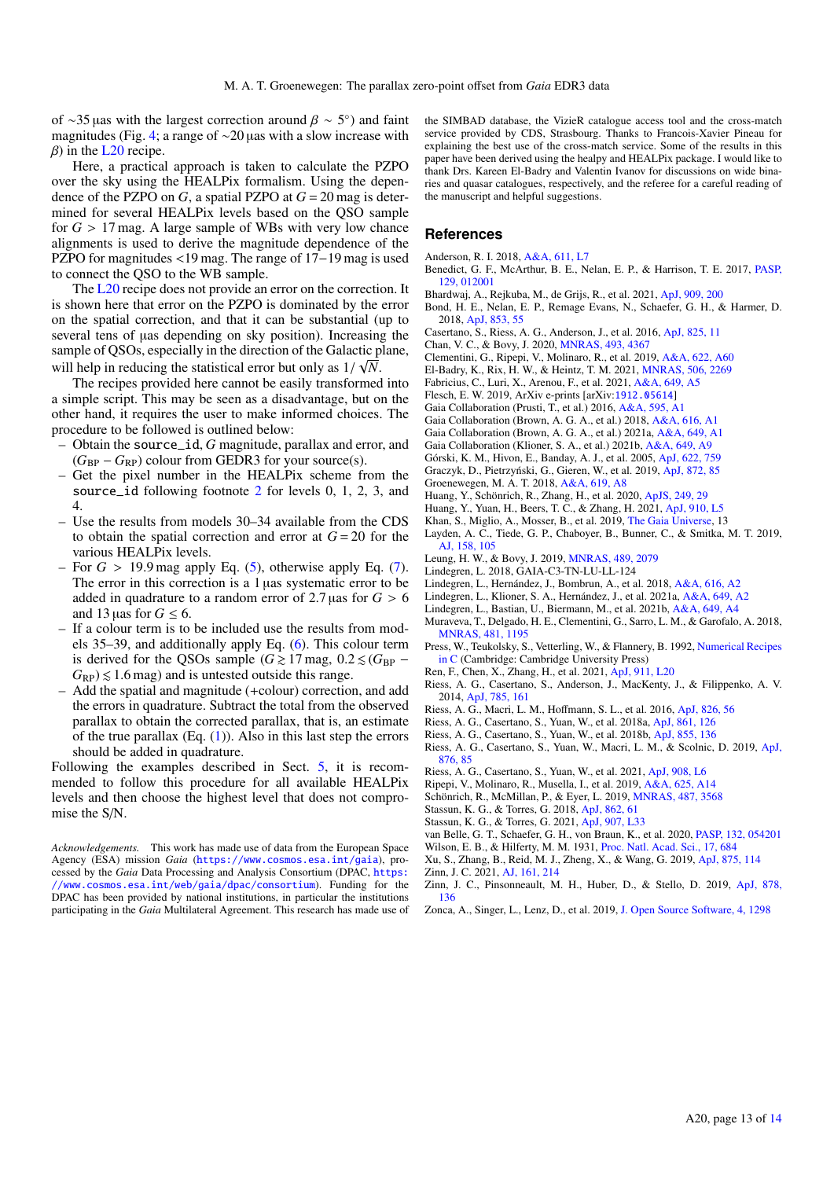of ~35 µas with the largest correction around $\beta \sim 5°$) and faint magnitudes (Fig. 4; a range of ~20 µas with a slow increase with $\beta$) in the L20 recipe.

Here, a practical approach is taken to calculate the PZPO over the sky using the HEALPix formalism. Using the dependence of the PZPO on $G$, a spatial PZPO at $G = 20$ mag is determined for several HEALPix levels based on the QSO sample for $G > 17$ mag. A large sample of WBs with very low chance alignments is used to derive the magnitude dependence of the PZPO for magnitudes <19 mag. The range of 17−19 mag is used to connect the QSO to the WB sample.

The L20 recipe does not provide an error on the correction. It is shown here that error on the PZPO is dominated by the error on the spatial correction, and that it can be substantial (up to several tens of µas depending on sky position). Increasing the sample of QSOs, especially in the direction of the Galactic plane, will help in reducing the statistical error but only as $1/\sqrt{N}$.

The recipes provided here cannot be easily transformed into a simple script. This may be seen as a disadvantage, but on the other hand, it requires the user to make informed choices. The procedure to be followed is outlined below:

– Obtain the source_id, $G$ magnitude, parallax and error, and $(G_{\rm BP} - G_{\rm RP})$ colour from GEDR3 for your source(s).
– Get the pixel number in the HEALPix scheme from the source_id following footnote 2 for levels 0, 1, 2, 3, and 4.
– Use the results from models 30–34 available from the CDS to obtain the spatial correction and error at $G = 20$ for the various HEALPix levels.
– For $G > 19.9$ mag apply Eq. (5), otherwise apply Eq. (7). The error in this correction is a 1 µas systematic error to be added in quadrature to a random error of 2.7 µas for $G > 6$ and 13 µas for $G \leq 6$.
– If a colour term is to be included use the results from models 35–39, and additionally apply Eq. (6). This colour term is derived for the QSOs sample ($G \gtrsim 17$ mag, $0.2 \lesssim (G_{\rm BP} - G_{\rm RP}) \lesssim 1.6$ mag) and is untested outside this range.
– Add the spatial and magnitude (+colour) correction, and add the errors in quadrature. Subtract the total from the observed parallax to obtain the corrected parallax, that is, an estimate of the true parallax (Eq. (1)). Also in this last step the errors should be added in quadrature.

Following the examples described in Sect. 5, it is recommended to follow this procedure for all available HEALPix levels and then choose the highest level that does not compromise the S/N.

*Acknowledgements.* This work has made use of data from the European Space Agency (ESA) mission *Gaia* (https://www.cosmos.esa.int/gaia), processed by the *Gaia* Data Processing and Analysis Consortium (DPAC, https://www.cosmos.esa.int/web/gaia/dpac/consortium). Funding for the DPAC has been provided by national institutions, in particular the institutions participating in the *Gaia* Multilateral Agreement. This research has made use of the SIMBAD database, the VizieR catalogue access tool and the cross-match service provided by CDS, Strasbourg. Thanks to Francois-Xavier Pineau for explaining the best use of the cross-match service. Some of the results in this paper have been derived using the healpy and HEALPix package. I would like to thank Drs. Kareen El-Badry and Valentin Ivanov for discussions on wide binaries and quasar catalogues, respectively, and the referee for a careful reading of the manuscript and helpful suggestions.

## References

Anderson, R. I. 2018, A&A, 611, L7
Benedict, G. F., McArthur, B. E., Nelan, E. P., & Harrison, T. E. 2017, PASP, 129, 012001
Bhardwaj, A., Rejkuba, M., de Grijs, R., et al. 2021, ApJ, 909, 200
Bond, H. E., Nelan, E. P., Remage Evans, N., Schaefer, G. H., & Harmer, D. 2018, ApJ, 853, 55
Casertano, S., Riess, A. G., Anderson, J., et al. 2016, ApJ, 825, 11
Chan, V. C., & Bovy, J. 2020, MNRAS, 493, 4367
Clementini, G., Ripepi, V., Molinaro, R., et al. 2019, A&A, 622, A60
El-Badry, K., Rix, H. W., & Heintz, T. M. 2021, MNRAS, 506, 2269
Fabricius, C., Luri, X., Arenou, F., et al. 2021, A&A, 649, A5
Flesch, E. W. 2019, ArXiv e-prints [arXiv:1912.05614]
Gaia Collaboration (Prusti, T., et al.) 2016, A&A, 595, A1
Gaia Collaboration (Brown, A. G. A., et al.) 2018, A&A, 616, A1
Gaia Collaboration (Brown, A. G. A., et al.) 2021a, A&A, 649, A1
Gaia Collaboration (Klioner, S. A., et al.) 2021b, A&A, 649, A9
Górski, K. M., Hivon, E., Banday, A. J., et al. 2005, ApJ, 622, 759
Graczyk, D., Pietrzyński, G., Gieren, W., et al. 2019, ApJ, 872, 85
Groenewegen, M. A. T. 2018, A&A, 619, A8
Huang, Y., Schönrich, R., Zhang, H., et al. 2020, ApJS, 249, 29
Huang, Y., Yuan, H., Beers, T. C., & Zhang, H. 2021, ApJ, 910, L5
Khan, S., Miglio, A., Mosser, B., et al. 2019, The Gaia Universe, 13
Layden, A. C., Tiede, G. P., Chaboyer, B., Bunner, C., & Smitka, M. T. 2019, AJ, 158, 105
Leung, H. W., & Bovy, J. 2019, MNRAS, 489, 2079
Lindegren, L. 2018, GAIA-C3-TN-LU-LL-124
Lindegren, L., Hernández, J., Bombrun, A., et al. 2018, A&A, 616, A2
Lindegren, L., Klioner, S. A., Hernández, J., et al. 2021a, A&A, 649, A2
Lindegren, L., Bastian, U., Biermann, M., et al. 2021b, A&A, 649, A4
Muraveva, T., Delgado, H. E., Clementini, G., Sarro, L. M., & Garofalo, A. 2018, MNRAS, 481, 1195
Press, W., Teukolsky, S., Vetterling, W., & Flannery, B. 1992, Numerical Recipes in C (Cambridge: Cambridge University Press)
Ren, F., Chen, X., Zhang, H., et al. 2021, ApJ, 911, L20
Riess, A. G., Casertano, S., Anderson, J., MacKenty, J., & Filippenko, A. V. 2014, ApJ, 785, 161
Riess, A. G., Macri, L. M., Hoffmann, S. L., et al. 2016, ApJ, 826, 56
Riess, A. G., Casertano, S., Yuan, W., et al. 2018a, ApJ, 861, 126
Riess, A. G., Casertano, S., Yuan, W., et al. 2018b, ApJ, 855, 136
Riess, A. G., Casertano, S., Yuan, W., Macri, L. M., & Scolnic, D. 2019, ApJ, 876, 85
Riess, A. G., Casertano, S., Yuan, W., et al. 2021, ApJ, 908, L6
Ripepi, V., Molinaro, R., Musella, I., et al. 2019, A&A, 625, A14
Schönrich, R., McMillan, P., & Eyer, L. 2019, MNRAS, 487, 3568
Stassun, K. G., & Torres, G. 2018, ApJ, 862, 61
Stassun, K. G., & Torres, G. 2021, ApJ, 907, L33
van Belle, G. T., Schaefer, G. H., von Braun, K., et al. 2020, PASP, 132, 054201
Wilson, E. B., & Hilferty, M. M. 1931, Proc. Natl. Acad. Sci., 17, 684
Xu, S., Zhang, B., Reid, M. J., Zheng, X., & Wang, G. 2019, ApJ, 875, 114
Zinn, J. C. 2021, AJ, 161, 214
Zinn, J. C., Pinsonneault, M. H., Huber, D., & Stello, D. 2019, ApJ, 878, 136
Zonca, A., Singer, L., Lenz, D., et al. 2019, J. Open Source Software, 4, 1298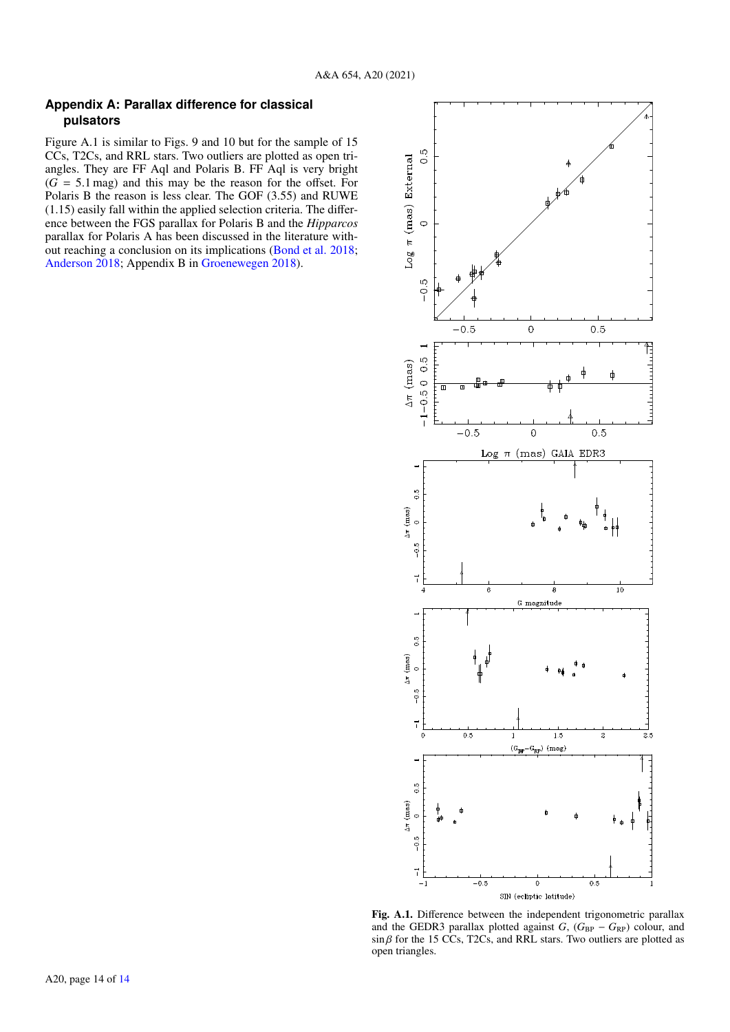## Appendix A: Parallax difference for classical pulsators

Figure A.1 is similar to Figs. 9 and 10 but for the sample of 15 CCs, T2Cs, and RRL stars. Two outliers are plotted as open triangles. They are FF Aql and Polaris B. FF Aql is very bright ($G$ = 5.1 mag) and this may be the reason for the offset. For Polaris B the reason is less clear. The GOF (3.55) and RUWE (1.15) easily fall within the applied selection criteria. The difference between the FGS parallax for Polaris B and the *Hipparcos* parallax for Polaris A has been discussed in the literature without reaching a conclusion on its implications (Bond et al. 2018; Anderson 2018; Appendix B in Groenewegen 2018).

Log π (mas) External
0.5
0
−0.5
−0.5
0
0.5

Δπ (mas)
1
0.5
0
−0.5
−1
−0.5
0
0.5
Log π (mas) GAIA EDR3

Δπ (mas)
1
0.5
0
−0.5
−1
4
6
8
10
G magnitude

Δπ (mas)
1
0.5
0
−0.5
−1
0
0.5
1
1.5
2
2.5
($G_{BP}$−$G_{RP}$) (mag)

Δπ (mas)
1
0.5
0
−0.5
−1
−1
−0.5
0
0.5
1
SIN (ecliptic latitude)

**Fig. A.1.** Difference between the independent trigonometric parallax and the GEDR3 parallax plotted against $G$, ($G_{BP} - G_{RP}$) colour, and $\sin\beta$ for the 15 CCs, T2Cs, and RRL stars. Two outliers are plotted as open triangles.